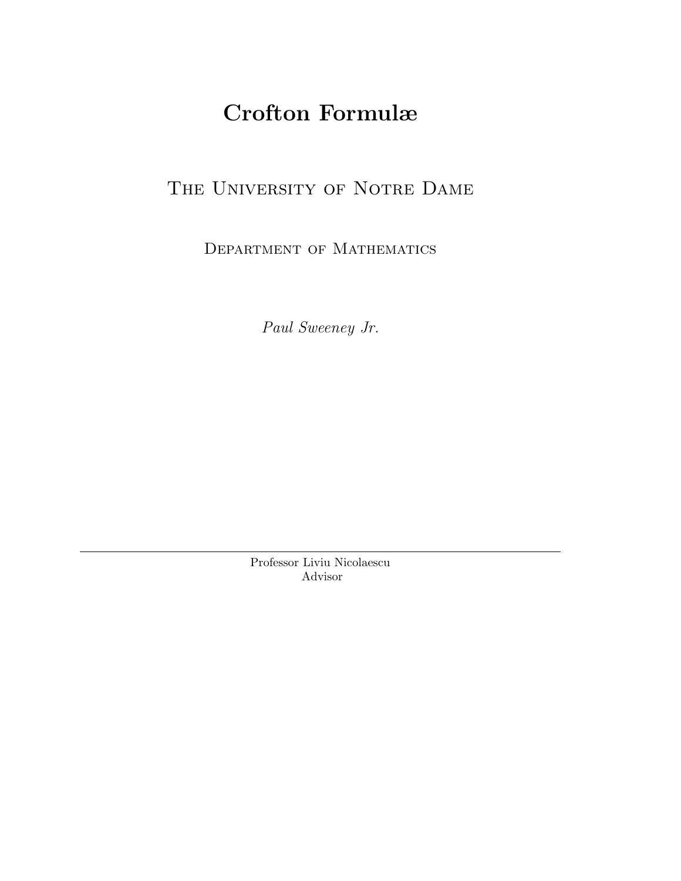# Crofton Formulæ

## The University of Notre Dame

### Department of Mathematics

*Paul Sweeney Jr.*

---

Professor Liviu Nicolaescu
Advisor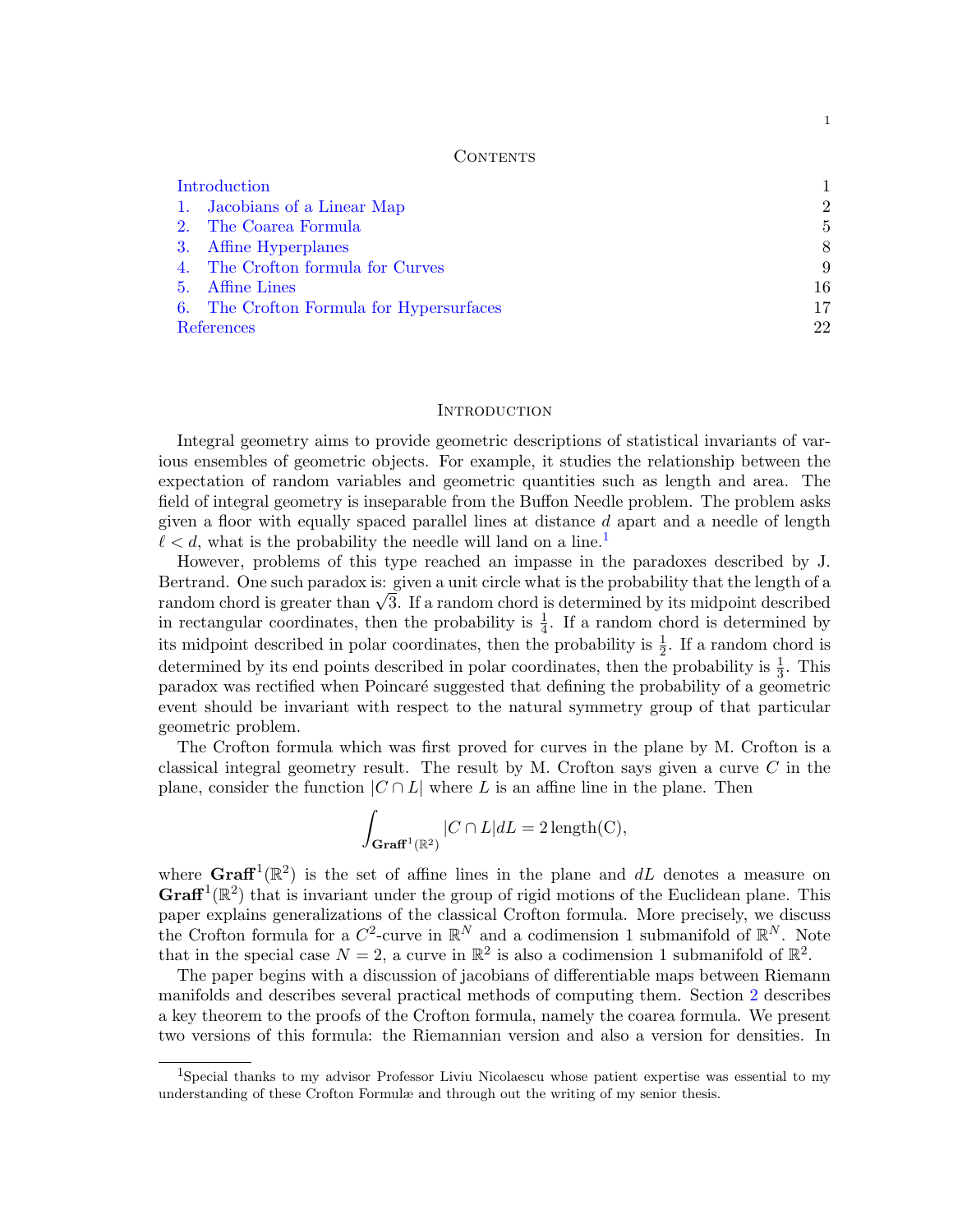## Contents

| | |
|---|---|
| Introduction | 1 |
| 1. Jacobians of a Linear Map | 2 |
| 2. The Coarea Formula | 5 |
| 3. Affine Hyperplanes | 8 |
| 4. The Crofton formula for Curves | 9 |
| 5. Affine Lines | 16 |
| 6. The Crofton Formula for Hypersurfaces | 17 |
| References | 22 |

## Introduction

Integral geometry aims to provide geometric descriptions of statistical invariants of various ensembles of geometric objects. For example, it studies the relationship between the expectation of random variables and geometric quantities such as length and area. The field of integral geometry is inseparable from the Buffon Needle problem. The problem asks given a floor with equally spaced parallel lines at distance $d$ apart and a needle of length $\ell < d$, what is the probability the needle will land on a line.[1]

However, problems of this type reached an impasse in the paradoxes described by J. Bertrand. One such paradox is: given a unit circle what is the probability that the length of a random chord is greater than $\sqrt{3}$. If a random chord is determined by its midpoint described in rectangular coordinates, then the probability is $\frac{1}{4}$. If a random chord is determined by its midpoint described in polar coordinates, then the probability is $\frac{1}{2}$. If a random chord is determined by its end points described in polar coordinates, then the probability is $\frac{1}{3}$. This paradox was rectified when Poincaré suggested that defining the probability of a geometric event should be invariant with respect to the natural symmetry group of that particular geometric problem.

The Crofton formula which was first proved for curves in the plane by M. Crofton is a classical integral geometry result. The result by M. Crofton says given a curve $C$ in the plane, consider the function $|C \cap L|$ where $L$ is an affine line in the plane. Then

$$\int_{\mathbf{Graff}^1(\mathbb{R}^2)} |C \cap L| dL = 2\,\text{length(C)},$$

where $\mathbf{Graff}^1(\mathbb{R}^2)$ is the set of affine lines in the plane and $dL$ denotes a measure on $\mathbf{Graff}^1(\mathbb{R}^2)$ that is invariant under the group of rigid motions of the Euclidean plane. This paper explains generalizations of the classical Crofton formula. More precisely, we discuss the Crofton formula for a $C^2$-curve in $\mathbb{R}^N$ and a codimension 1 submanifold of $\mathbb{R}^N$. Note that in the special case $N = 2$, a curve in $\mathbb{R}^2$ is also a codimension 1 submanifold of $\mathbb{R}^2$.

The paper begins with a discussion of jacobians of differentiable maps between Riemann manifolds and describes several practical methods of computing them. Section 2 describes a key theorem to the proofs of the Crofton formula, namely the coarea formula. We present two versions of this formula: the Riemannian version and also a version for densities. In

[1] Special thanks to my advisor Professor Liviu Nicolaescu whose patient expertise was essential to my understanding of these Crofton Formulæ and through out the writing of my senior thesis.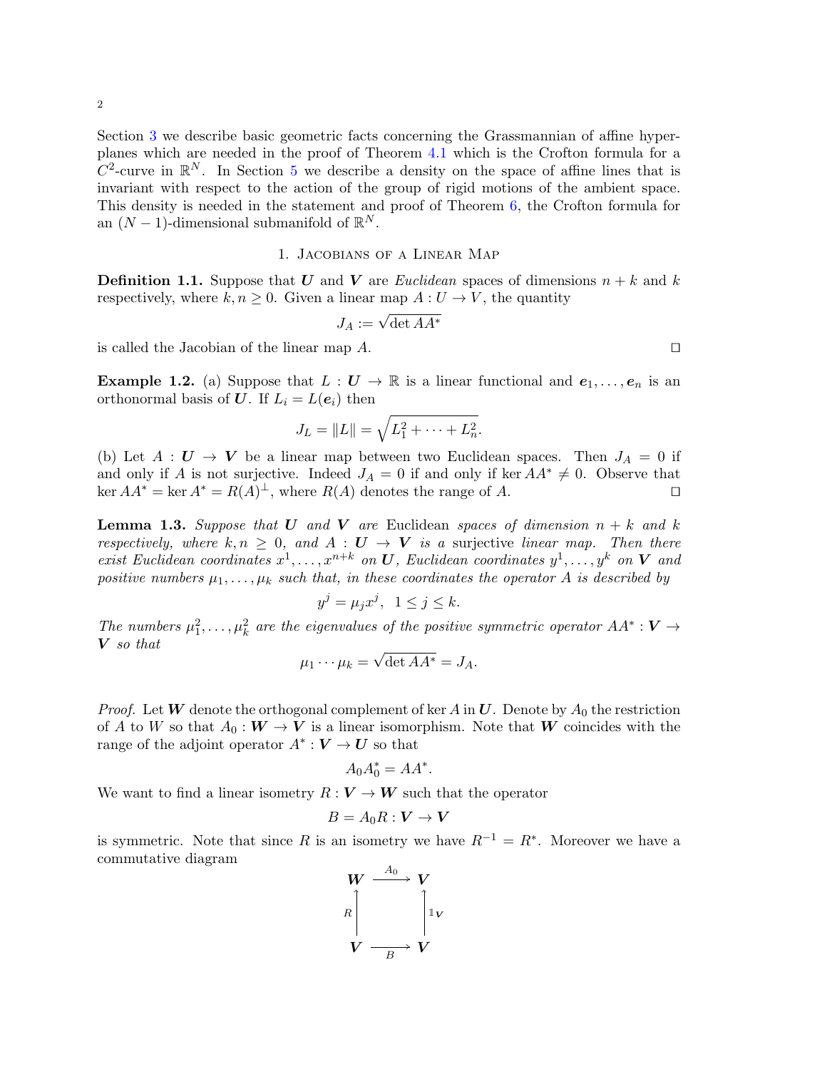Section 3 we describe basic geometric facts concerning the Grassmannian of affine hyperplanes which are needed in the proof of Theorem 4.1 which is the Crofton formula for a $C^2$-curve in $\mathbb{R}^N$. In Section 5 we describe a density on the space of affine lines that is invariant with respect to the action of the group of rigid motions of the ambient space. This density is needed in the statement and proof of Theorem 6, the Crofton formula for an $(N-1)$-dimensional submanifold of $\mathbb{R}^N$.

## 1. Jacobians of a Linear Map

**Definition 1.1.** Suppose that $\boldsymbol{U}$ and $\boldsymbol{V}$ are *Euclidean* spaces of dimensions $n+k$ and $k$ respectively, where $k, n \geq 0$. Given a linear map $A : U \to V$, the quantity

$$J_A := \sqrt{\det AA^*}$$

is called the Jacobian of the linear map $A$. □

**Example 1.2.** (a) Suppose that $L : \boldsymbol{U} \to \mathbb{R}$ is a linear functional and $\boldsymbol{e}_1, \ldots, \boldsymbol{e}_n$ is an orthonormal basis of $\boldsymbol{U}$. If $L_i = L(\boldsymbol{e}_i)$ then

$$J_L = \|L\| = \sqrt{L_1^2 + \cdots + L_n^2}.$$

(b) Let $A : \boldsymbol{U} \to \boldsymbol{V}$ be a linear map between two Euclidean spaces. Then $J_A = 0$ if and only if $A$ is not surjective. Indeed $J_A = 0$ if and only if $\ker AA^* \neq 0$. Observe that $\ker AA^* = \ker A^* = R(A)^\perp$, where $R(A)$ denotes the range of $A$. □

**Lemma 1.3.** *Suppose that $\boldsymbol{U}$ and $\boldsymbol{V}$ are* Euclidean *spaces of dimension $n+k$ and $k$ respectively, where $k, n \geq 0$, and $A : \boldsymbol{U} \to \boldsymbol{V}$ is a* surjective *linear map. Then there exist Euclidean coordinates $x^1, \ldots, x^{n+k}$ on $\boldsymbol{U}$, Euclidean coordinates $y^1, \ldots, y^k$ on $\boldsymbol{V}$ and positive numbers $\mu_1, \ldots, \mu_k$ such that, in these coordinates the operator $A$ is described by*

$$y^j = \mu_j x^j, \;\; 1 \leq j \leq k.$$

*The numbers $\mu_1^2, \ldots, \mu_k^2$ are the eigenvalues of the positive symmetric operator $AA^* : \boldsymbol{V} \to \boldsymbol{V}$ so that*

$$\mu_1 \cdots \mu_k = \sqrt{\det AA^*} = J_A.$$

*Proof.* Let $\boldsymbol{W}$ denote the orthogonal complement of $\ker A$ in $\boldsymbol{U}$. Denote by $A_0$ the restriction of $A$ to $W$ so that $A_0 : \boldsymbol{W} \to \boldsymbol{V}$ is a linear isomorphism. Note that $\boldsymbol{W}$ coincides with the range of the adjoint operator $A^* : \boldsymbol{V} \to \boldsymbol{U}$ so that

$$A_0 A_0^* = AA^*.$$

We want to find a linear isometry $R : \boldsymbol{V} \to \boldsymbol{W}$ such that the operator

$$B = A_0 R : \boldsymbol{V} \to \boldsymbol{V}$$

is symmetric. Note that since $R$ is an isometry we have $R^{-1} = R^*$. Moreover we have a commutative diagram

$$\begin{array}{ccc} \boldsymbol{W} & \xrightarrow{A_0} & \boldsymbol{V} \\ {\scriptstyle R}\uparrow & & \uparrow{\scriptstyle \mathbb{1}_{\boldsymbol{V}}} \\ \boldsymbol{V} & \xrightarrow[B]{} & \boldsymbol{V} \end{array}$$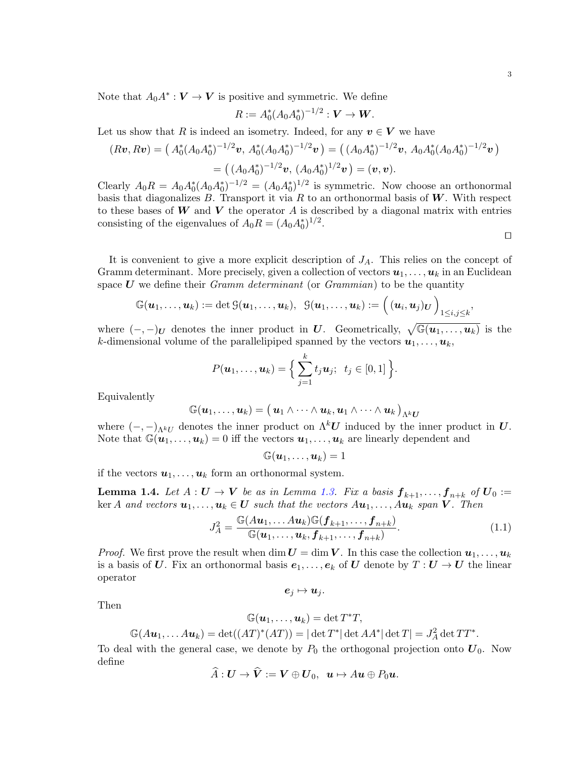Note that $A_0 A^* : \boldsymbol{V} \to \boldsymbol{V}$ is positive and symmetric. We define

$$R := A_0^* (A_0 A_0^*)^{-1/2} : \boldsymbol{V} \to \boldsymbol{W}.$$

Let us show that $R$ is indeed an isometry. Indeed, for any $\boldsymbol{v} \in \boldsymbol{V}$ we have

$$(R\boldsymbol{v}, R\boldsymbol{v}) = \big( A_0^*(A_0A_0^*)^{-1/2}\boldsymbol{v},\ A_0^*(A_0A_0^*)^{-1/2}\boldsymbol{v} \big) = \big( (A_0A_0^*)^{-1/2}\boldsymbol{v},\ A_0A_0^*(A_0A_0^*)^{-1/2}\boldsymbol{v} \big)$$
$$= \big( (A_0A_0^*)^{-1/2}\boldsymbol{v},\ (A_0A_0^*)^{1/2}\boldsymbol{v} \big) = (\boldsymbol{v}, \boldsymbol{v}).$$

Clearly $A_0 R = A_0 A_0^*(A_0A_0^*)^{-1/2} = (A_0A_0^*)^{1/2}$ is symmetric. Now choose an orthonormal basis that diagonalizes $B$. Transport it via $R$ to an orthonormal basis of $\boldsymbol{W}$. With respect to these bases of $\boldsymbol{W}$ and $\boldsymbol{V}$ the operator $A$ is described by a diagonal matrix with entries consisting of the eigenvalues of $A_0 R = (A_0A_0^*)^{1/2}$.

□

It is convenient to give a more explicit description of $J_A$. This relies on the concept of Gramm determinant. More precisely, given a collection of vectors $\boldsymbol{u}_1, \dots, \boldsymbol{u}_k$ in an Euclidean space $\boldsymbol{U}$ we define their *Gramm determinant* (or *Grammian*) to be the quantity

$$\mathbb{G}(\boldsymbol{u}_1, \dots, \boldsymbol{u}_k) := \det \mathcal{G}(\boldsymbol{u}_1, \dots, \boldsymbol{u}_k),\ \ \mathcal{G}(\boldsymbol{u}_1, \dots, \boldsymbol{u}_k) := \Big( (\boldsymbol{u}_i, \boldsymbol{u}_j)_{\boldsymbol{U}} \Big)_{1 \le i,j \le k},$$

where $(-,-)_{\boldsymbol{U}}$ denotes the inner product in $\boldsymbol{U}$. Geometrically, $\sqrt{\mathbb{G}(\boldsymbol{u}_1, \dots, \boldsymbol{u}_k)}$ is the $k$-dimensional volume of the parallelipiped spanned by the vectors $\boldsymbol{u}_1, \dots, \boldsymbol{u}_k$,

$$P(\boldsymbol{u}_1, \dots, \boldsymbol{u}_k) = \Big\{ \sum_{j=1}^k t_j \boldsymbol{u}_j;\ \ t_j \in [0,1] \Big\}.$$

Equivalently

$$\mathbb{G}(\boldsymbol{u}_1, \dots, \boldsymbol{u}_k) = \big( \boldsymbol{u}_1 \wedge \dots \wedge \boldsymbol{u}_k, \boldsymbol{u}_1 \wedge \dots \wedge \boldsymbol{u}_k \big)_{\Lambda^k \boldsymbol{U}}$$

where $(-,-)_{\Lambda^k U}$ denotes the inner product on $\Lambda^k \boldsymbol{U}$ induced by the inner product in $\boldsymbol{U}$. Note that $\mathbb{G}(\boldsymbol{u}_1, \dots, \boldsymbol{u}_k) = 0$ iff the vectors $\boldsymbol{u}_1, \dots, \boldsymbol{u}_k$ are linearly dependent and

$$\mathbb{G}(\boldsymbol{u}_1, \dots, \boldsymbol{u}_k) = 1$$

if the vectors $\boldsymbol{u}_1, \dots, \boldsymbol{u}_k$ form an orthonormal system.

**Lemma 1.4.** *Let $A : \boldsymbol{U} \to \boldsymbol{V}$ be as in Lemma 1.3. Fix a basis $\boldsymbol{f}_{k+1}, \dots, \boldsymbol{f}_{n+k}$ of $\boldsymbol{U}_0 := \ker A$ and vectors $\boldsymbol{u}_1, \dots, \boldsymbol{u}_k \in \boldsymbol{U}$ such that the vectors $A\boldsymbol{u}_1, \dots, A\boldsymbol{u}_k$ span $\boldsymbol{V}$. Then*

$$J_A^2 = \frac{\mathbb{G}(A\boldsymbol{u}_1, \dots A\boldsymbol{u}_k)\mathbb{G}(\boldsymbol{f}_{k+1}, \dots, \boldsymbol{f}_{n+k})}{\mathbb{G}(\boldsymbol{u}_1, \dots, \boldsymbol{u}_k, \boldsymbol{f}_{k+1}, \dots, \boldsymbol{f}_{n+k})}. \tag{1.1}$$

*Proof.* We first prove the result when $\dim \boldsymbol{U} = \dim \boldsymbol{V}$. In this case the collection $\boldsymbol{u}_1, \dots, \boldsymbol{u}_k$ is a basis of $\boldsymbol{U}$. Fix an orthonormal basis $\boldsymbol{e}_1, \dots, \boldsymbol{e}_k$ of $\boldsymbol{U}$ denote by $T : \boldsymbol{U} \to \boldsymbol{U}$ the linear operator

$$\boldsymbol{e}_j \mapsto \boldsymbol{u}_j.$$

Then

$$\mathbb{G}(\boldsymbol{u}_1, \dots, \boldsymbol{u}_k) = \det T^*T,$$

$$\mathbb{G}(A\boldsymbol{u}_1, \dots A\boldsymbol{u}_k) = \det((AT)^*(AT)) = |\det T^*| \det AA^* |\det T| = J_A^2 \det TT^*.$$

To deal with the general case, we denote by $P_0$ the orthogonal projection onto $\boldsymbol{U}_0$. Now define

$$\widehat{A} : \boldsymbol{U} \to \widehat{\boldsymbol{V}} := \boldsymbol{V} \oplus \boldsymbol{U}_0,\ \ \boldsymbol{u} \mapsto A\boldsymbol{u} \oplus P_0 \boldsymbol{u}.$$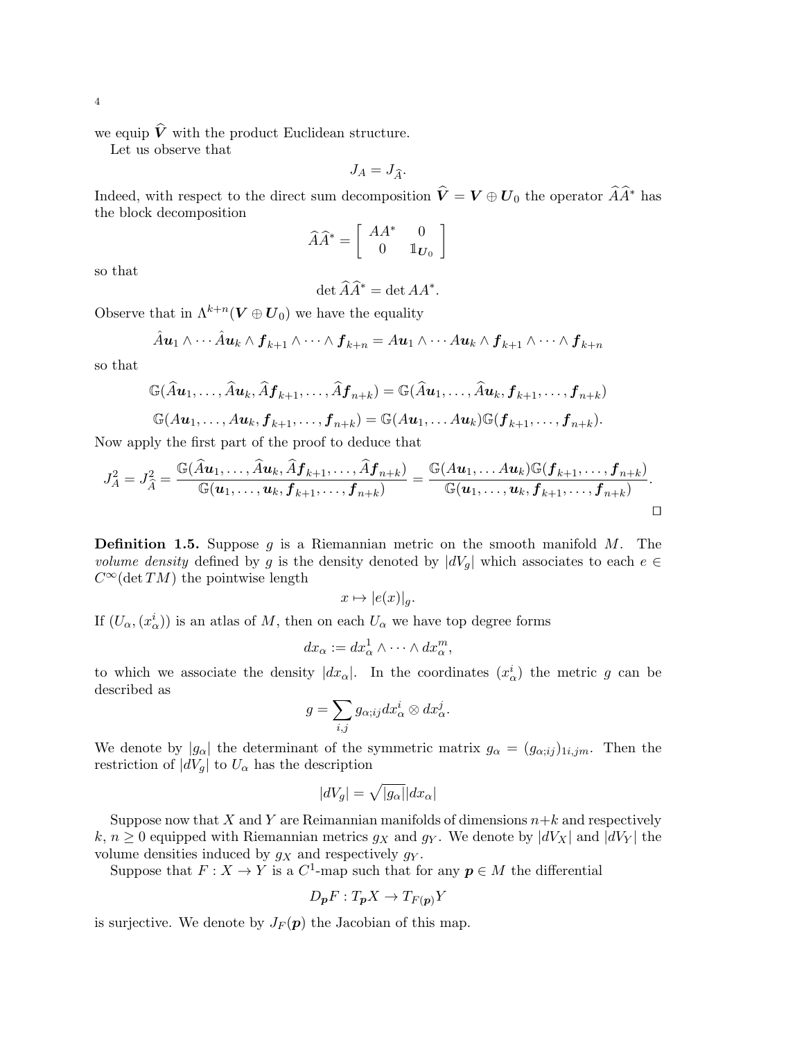we equip $\widehat{\boldsymbol{V}}$ with the product Euclidean structure.

Let us observe that

$$J_A = J_{\widehat{A}}.$$

Indeed, with respect to the direct sum decomposition $\widehat{\boldsymbol{V}} = \boldsymbol{V} \oplus \boldsymbol{U}_0$ the operator $\widehat{A}\widehat{A}^*$ has the block decomposition

$$\widehat{A}\widehat{A}^* = \left[\begin{array}{cc} AA^* & 0 \\ 0 & \mathbb{1}_{\boldsymbol{U}_0} \end{array}\right]$$

so that

$$\det \widehat{A}\widehat{A}^* = \det AA^*.$$

Observe that in $\Lambda^{k+n}(\boldsymbol{V} \oplus \boldsymbol{U}_0)$ we have the equality

$$\hat{A}\boldsymbol{u}_1 \wedge \cdots \hat{A}\boldsymbol{u}_k \wedge \boldsymbol{f}_{k+1} \wedge \cdots \wedge \boldsymbol{f}_{k+n} = A\boldsymbol{u}_1 \wedge \cdots A\boldsymbol{u}_k \wedge \boldsymbol{f}_{k+1} \wedge \cdots \wedge \boldsymbol{f}_{k+n}$$

so that

$$\mathbb{G}(\widehat{A}\boldsymbol{u}_1, \dots, \widehat{A}\boldsymbol{u}_k, \widehat{A}\boldsymbol{f}_{k+1}, \dots, \widehat{A}\boldsymbol{f}_{n+k}) = \mathbb{G}(\widehat{A}\boldsymbol{u}_1, \dots, \widehat{A}\boldsymbol{u}_k, \boldsymbol{f}_{k+1}, \dots, \boldsymbol{f}_{n+k})$$

$$\mathbb{G}(A\boldsymbol{u}_1, \dots, A\boldsymbol{u}_k, \boldsymbol{f}_{k+1}, \dots, \boldsymbol{f}_{n+k}) = \mathbb{G}(A\boldsymbol{u}_1, \dots A\boldsymbol{u}_k)\mathbb{G}(\boldsymbol{f}_{k+1}, \dots, \boldsymbol{f}_{n+k}).$$

Now apply the first part of the proof to deduce that

$$J_A^2 = J_{\widehat{A}}^2 = \frac{\mathbb{G}(\widehat{A}\boldsymbol{u}_1, \dots, \widehat{A}\boldsymbol{u}_k, \widehat{A}\boldsymbol{f}_{k+1}, \dots, \widehat{A}\boldsymbol{f}_{n+k})}{\mathbb{G}(\boldsymbol{u}_1, \dots, \boldsymbol{u}_k, \boldsymbol{f}_{k+1}, \dots, \boldsymbol{f}_{n+k})} = \frac{\mathbb{G}(A\boldsymbol{u}_1, \dots A\boldsymbol{u}_k)\mathbb{G}(\boldsymbol{f}_{k+1}, \dots, \boldsymbol{f}_{n+k})}{\mathbb{G}(\boldsymbol{u}_1, \dots, \boldsymbol{u}_k, \boldsymbol{f}_{k+1}, \dots, \boldsymbol{f}_{n+k})}.$$

□

**Definition 1.5.** Suppose $g$ is a Riemannian metric on the smooth manifold $M$. The *volume density* defined by $g$ is the density denoted by $|dV_g|$ which associates to each $e \in C^\infty(\det TM)$ the pointwise length

$$x \mapsto |e(x)|_g.$$

If $(U_\alpha, (x_\alpha^i))$ is an atlas of $M$, then on each $U_\alpha$ we have top degree forms

$$dx_\alpha := dx_\alpha^1 \wedge \cdots \wedge dx_\alpha^m,$$

to which we associate the density $|dx_\alpha|$. In the coordinates $(x_\alpha^i)$ the metric $g$ can be described as

$$g = \sum_{i,j} g_{\alpha;ij} dx_\alpha^i \otimes dx_\alpha^j.$$

We denote by $|g_\alpha|$ the determinant of the symmetric matrix $g_\alpha = (g_{\alpha;ij})_{1i,jm}$. Then the restriction of $|dV_g|$ to $U_\alpha$ has the description

$$|dV_g| = \sqrt{|g_\alpha|}|dx_\alpha|$$

Suppose now that $X$ and $Y$ are Reimannian manifolds of dimensions $n+k$ and respectively $k$, $n \geq 0$ equipped with Riemannian metrics $g_X$ and $g_Y$. We denote by $|dV_X|$ and $|dV_Y|$ the volume densities induced by $g_X$ and respectively $g_Y$.

Suppose that $F : X \to Y$ is a $C^1$-map such that for any $\boldsymbol{p} \in M$ the differential

$$D_{\boldsymbol{p}}F : T_{\boldsymbol{p}}X \to T_{F(\boldsymbol{p})}Y$$

is surjective. We denote by $J_F(\boldsymbol{p})$ the Jacobian of this map.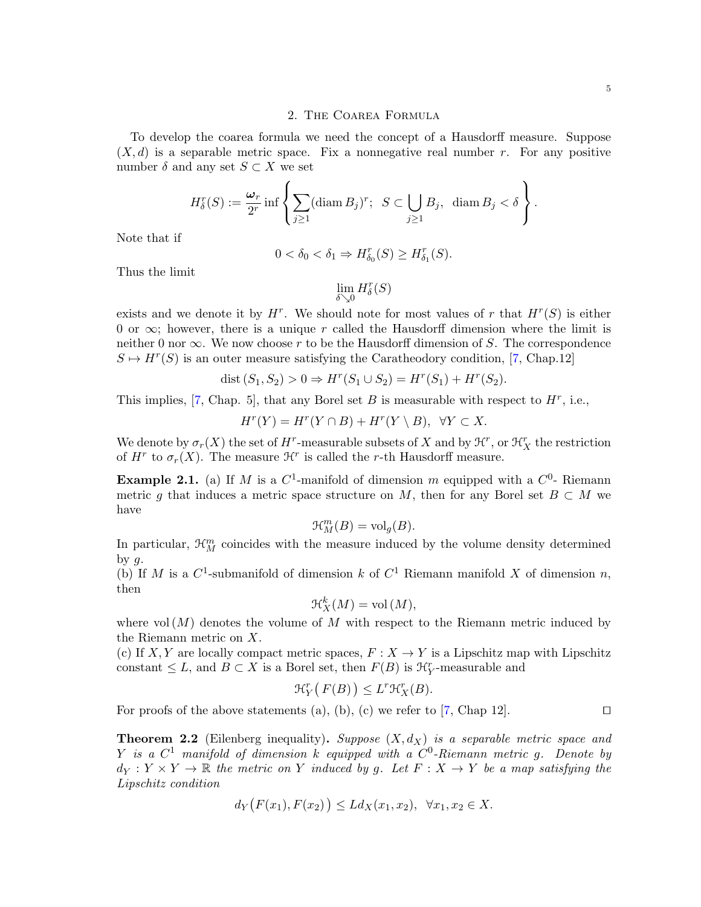## 2. The Coarea Formula

To develop the coarea formula we need the concept of a Hausdorff measure. Suppose $(X, d)$ is a separable metric space. Fix a nonnegative real number $r$. For any positive number $\delta$ and any set $S \subset X$ we set

$$H^r_\delta(S) := \frac{\boldsymbol{\omega}_r}{2^r} \inf \left\{ \sum_{j \geq 1} (\operatorname{diam} B_j)^r; \;\; S \subset \bigcup_{j \geq 1} B_j, \;\; \operatorname{diam} B_j < \delta \right\}.$$

Note that if

$$0 < \delta_0 < \delta_1 \Rightarrow H^r_{\delta_0}(S) \geq H^r_{\delta_1}(S).$$

Thus the limit

$$\lim_{\delta \searrow 0} H^r_\delta(S)$$

exists and we denote it by $H^r$. We should note for most values of $r$ that $H^r(S)$ is either 0 or $\infty$; however, there is a unique $r$ called the Hausdorff dimension where the limit is neither 0 nor $\infty$. We now choose $r$ to be the Hausdorff dimension of $S$. The correspondence $S \mapsto H^r(S)$ is an outer measure satisfying the Caratheodory condition, [7, Chap.12]

$$\operatorname{dist}(S_1, S_2) > 0 \Rightarrow H^r(S_1 \cup S_2) = H^r(S_1) + H^r(S_2).$$

This implies, [7, Chap. 5], that any Borel set $B$ is measurable with respect to $H^r$, i.e.,

$$H^r(Y) = H^r(Y \cap B) + H^r(Y \setminus B), \;\; \forall Y \subset X.$$

We denote by $\sigma_r(X)$ the set of $H^r$-measurable subsets of $X$ and by $\mathcal{H}^r$, or $\mathcal{H}^r_X$ the restriction of $H^r$ to $\sigma_r(X)$. The measure $\mathcal{H}^r$ is called the $r$-th Hausdorff measure.

**Example 2.1.** (a) If $M$ is a $C^1$-manifold of dimension $m$ equipped with a $C^0$- Riemann metric $g$ that induces a metric space structure on $M$, then for any Borel set $B \subset M$ we have

$$\mathcal{H}^m_M(B) = \operatorname{vol}_g(B).$$

In particular, $\mathcal{H}^m_M$ coincides with the measure induced by the volume density determined by $g$.

(b) If $M$ is a $C^1$-submanifold of dimension $k$ of $C^1$ Riemann manifold $X$ of dimension $n$, then

$$\mathcal{H}^k_X(M) = \operatorname{vol}(M),$$

where $\operatorname{vol}(M)$ denotes the volume of $M$ with respect to the Riemann metric induced by the Riemann metric on $X$.

(c) If $X, Y$ are locally compact metric spaces, $F : X \to Y$ is a Lipschitz map with Lipschitz constant $\leq L$, and $B \subset X$ is a Borel set, then $F(B)$ is $\mathcal{H}^r_Y$-measurable and

$$\mathcal{H}^r_Y\big(F(B)\big) \leq L^r \mathcal{H}^r_X(B).$$

For proofs of the above statements (a), (b), (c) we refer to [7, Chap 12]. □

**Theorem 2.2** (Eilenberg inequality)**.** *Suppose $(X, d_X)$ is a separable metric space and $Y$ is a $C^1$ manifold of dimension $k$ equipped with a $C^0$-Riemann metric $g$. Denote by $d_Y : Y \times Y \to \mathbb{R}$ the metric on $Y$ induced by $g$. Let $F : X \to Y$ be a map satisfying the Lipschitz condition*

$$d_Y\big(F(x_1), F(x_2)\big) \leq L d_X(x_1, x_2), \;\; \forall x_1, x_2 \in X.$$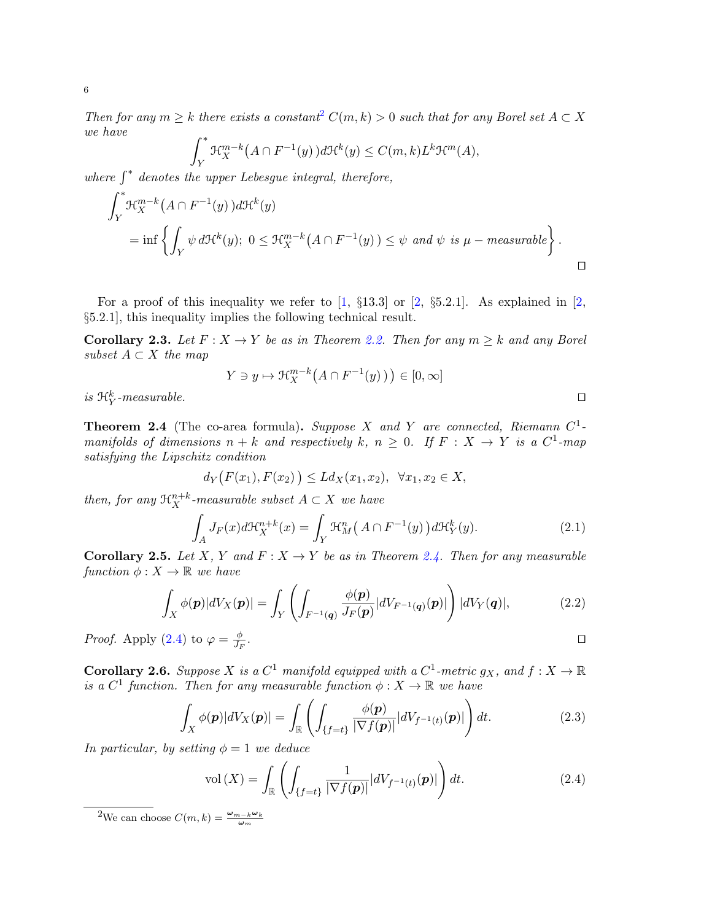*Then for any $m \geq k$ there exists a constant*[2] $C(m,k) > 0$ *such that for any Borel set $A \subset X$ we have*

$$\int_Y^* \mathcal{H}_X^{m-k}\big(A \cap F^{-1}(y)\,\big) d\mathcal{H}^k(y) \leq C(m,k) L^k \mathcal{H}^m(A),$$

*where $\int^*$ denotes the upper Lebesgue integral, therefore,*

$$\begin{aligned}
&\int_Y^* \mathcal{H}_X^{m-k}\big(A \cap F^{-1}(y)\,\big) d\mathcal{H}^k(y) \\
&\qquad = \inf\left\{ \int_Y \psi \, d\mathcal{H}^k(y);\ 0 \leq \mathcal{H}_X^{m-k}\big(A \cap F^{-1}(y)\,\big) \leq \psi \ \text{and } \psi \text{ is } \mu-\text{measurable} \right\}.
\end{aligned}$$

□

For a proof of this inequality we refer to [1, §13.3] or [2, §5.2.1]. As explained in [2, §5.2.1], this inequality implies the following technical result.

**Corollary 2.3.** *Let $F : X \to Y$ be as in Theorem 2.2. Then for any $m \geq k$ and any Borel subset $A \subset X$ the map*

$$Y \ni y \mapsto \mathcal{H}_X^{m-k}\big(A \cap F^{-1}(y)\,\big)\big) \in [0, \infty]$$

*is $\mathcal{H}_Y^k$-measurable.* □

**Theorem 2.4** (The co-area formula)**.** *Suppose $X$ and $Y$ are connected, Riemann $C^1$-manifolds of dimensions $n + k$ and respectively $k$, $n \geq 0$. If $F : X \to Y$ is a $C^1$-map satisfying the Lipschitz condition*

$$d_Y\big(F(x_1), F(x_2)\big) \leq L d_X(x_1, x_2), \ \ \forall x_1, x_2 \in X,$$

*then, for any $\mathcal{H}_X^{n+k}$-measurable subset $A \subset X$ we have*

$$\int_A J_F(x) d\mathcal{H}_X^{n+k}(x) = \int_Y \mathcal{H}_M^n\big(\, A \cap F^{-1}(y)\,\big) d\mathcal{H}_Y^k(y). \tag{2.1}$$

**Corollary 2.5.** *Let $X$, $Y$ and $F : X \to Y$ be as in Theorem 2.4. Then for any measurable function $\phi : X \to \mathbb{R}$ we have*

$$\int_X \phi(\boldsymbol{p}) |dV_X(\boldsymbol{p})| = \int_Y \left( \int_{F^{-1}(\boldsymbol{q})} \frac{\phi(\boldsymbol{p})}{J_F(\boldsymbol{p})} |dV_{F^{-1}(\boldsymbol{q})}(\boldsymbol{p})| \right) |dV_Y(\boldsymbol{q})|, \tag{2.2}$$

*Proof.* Apply (2.4) to $\varphi = \frac{\phi}{J_F}$. □

**Corollary 2.6.** *Suppose $X$ is a $C^1$ manifold equipped with a $C^1$-metric $g_X$, and $f : X \to \mathbb{R}$ is a $C^1$ function. Then for any measurable function $\phi : X \to \mathbb{R}$ we have*

$$\int_X \phi(\boldsymbol{p}) |dV_X(\boldsymbol{p})| = \int_{\mathbb{R}} \left( \int_{\{f=t\}} \frac{\phi(\boldsymbol{p})}{|\nabla f(\boldsymbol{p})|} |dV_{f^{-1}(t)}(\boldsymbol{p})| \right) dt. \tag{2.3}$$

*In particular, by setting $\phi = 1$ we deduce*

$$\mathrm{vol}\,(X) = \int_{\mathbb{R}} \left( \int_{\{f=t\}} \frac{1}{|\nabla f(\boldsymbol{p})|} |dV_{f^{-1}(t)}(\boldsymbol{p})| \right) dt. \tag{2.4}$$

---

[2] We can choose $C(m,k) = \frac{\boldsymbol{\omega}_{m-k}\boldsymbol{\omega}_k}{\boldsymbol{\omega}_m}$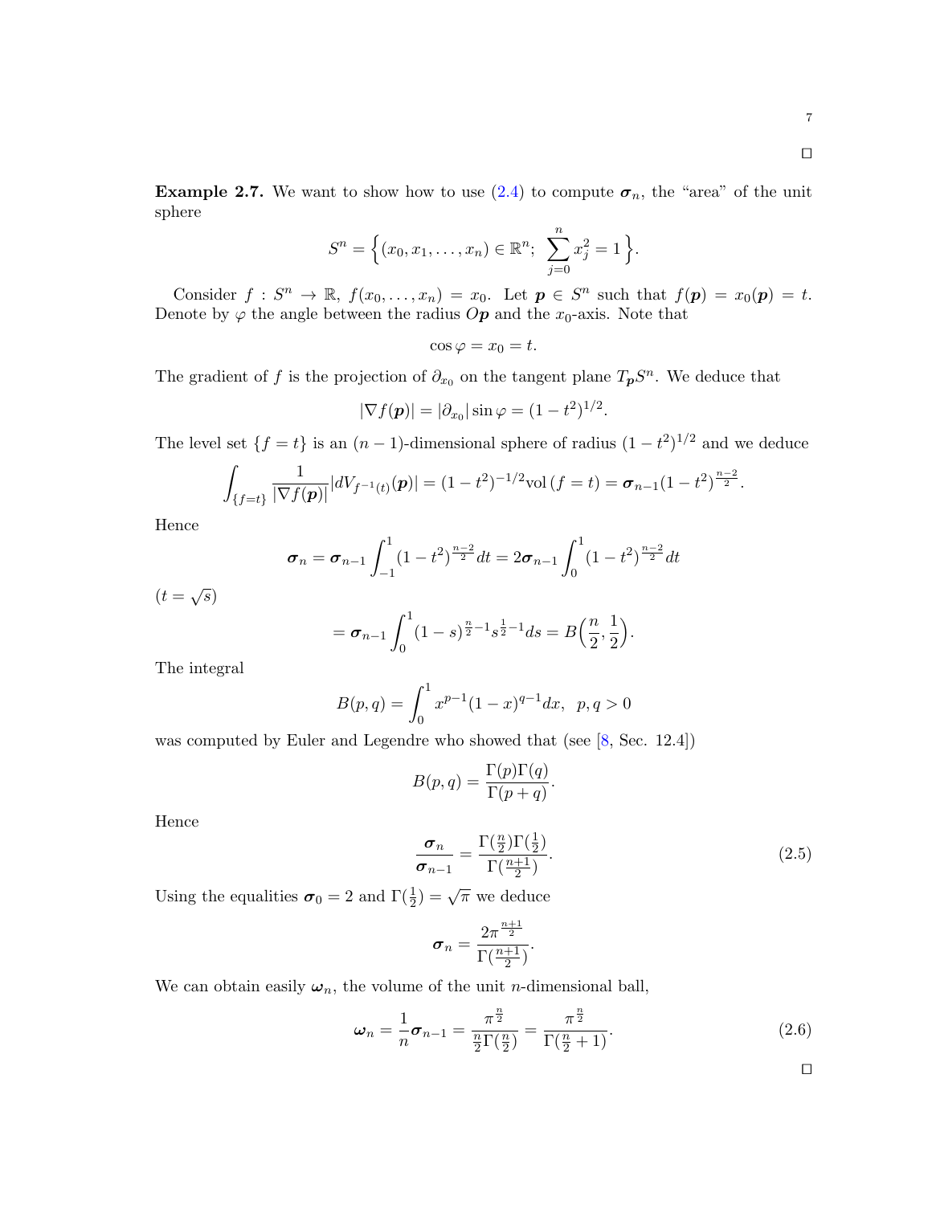□

**Example 2.7.** We want to show how to use (2.4) to compute $\boldsymbol{\sigma}_n$, the "area" of the unit sphere

$$S^n = \Big\{ (x_0, x_1, \dots, x_n) \in \mathbb{R}^n;\ \sum_{j=0}^{n} x_j^2 = 1 \Big\}.$$

Consider $f : S^n \to \mathbb{R}$, $f(x_0, \dots, x_n) = x_0$. Let $\boldsymbol{p} \in S^n$ such that $f(\boldsymbol{p}) = x_0(\boldsymbol{p}) = t$. Denote by $\varphi$ the angle between the radius $O\boldsymbol{p}$ and the $x_0$-axis. Note that

$$\cos\varphi = x_0 = t.$$

The gradient of $f$ is the projection of $\partial_{x_0}$ on the tangent plane $T_{\boldsymbol{p}}S^n$. We deduce that

$$|\nabla f(\boldsymbol{p})| = |\partial_{x_0}| \sin\varphi = (1-t^2)^{1/2}.$$

The level set $\{f = t\}$ is an $(n-1)$-dimensional sphere of radius $(1-t^2)^{1/2}$ and we deduce

$$\int_{\{f=t\}} \frac{1}{|\nabla f(\boldsymbol{p})|} |dV_{f^{-1}(t)}(\boldsymbol{p})| = (1-t^2)^{-1/2} \mathrm{vol}\,(f=t) = \boldsymbol{\sigma}_{n-1}(1-t^2)^{\frac{n-2}{2}}.$$

Hence

$$\boldsymbol{\sigma}_n = \boldsymbol{\sigma}_{n-1} \int_{-1}^{1} (1-t^2)^{\frac{n-2}{2}} dt = 2\boldsymbol{\sigma}_{n-1} \int_{0}^{1} (1-t^2)^{\frac{n-2}{2}} dt$$

$(t = \sqrt{s})$

$$= \boldsymbol{\sigma}_{n-1} \int_0^1 (1-s)^{\frac{n}{2}-1} s^{\frac{1}{2}-1} ds = B\Big(\frac{n}{2}, \frac{1}{2}\Big).$$

The integral

$$B(p,q) = \int_0^1 x^{p-1}(1-x)^{q-1} dx, \ \ p, q > 0$$

was computed by Euler and Legendre who showed that (see [8, Sec. 12.4])

$$B(p,q) = \frac{\Gamma(p)\Gamma(q)}{\Gamma(p+q)}.$$

Hence

$$\frac{\boldsymbol{\sigma}_n}{\boldsymbol{\sigma}_{n-1}} = \frac{\Gamma(\frac{n}{2})\Gamma(\frac{1}{2})}{\Gamma(\frac{n+1}{2})}. \tag{2.5}$$

Using the equalities $\boldsymbol{\sigma}_0 = 2$ and $\Gamma(\frac{1}{2}) = \sqrt{\pi}$ we deduce

$$\boldsymbol{\sigma}_n = \frac{2\pi^{\frac{n+1}{2}}}{\Gamma(\frac{n+1}{2})}.$$

We can obtain easily $\boldsymbol{\omega}_n$, the volume of the unit $n$-dimensional ball,

$$\boldsymbol{\omega}_n = \frac{1}{n}\boldsymbol{\sigma}_{n-1} = \frac{\pi^{\frac{n}{2}}}{\frac{n}{2}\Gamma(\frac{n}{2})} = \frac{\pi^{\frac{n}{2}}}{\Gamma(\frac{n}{2}+1)}. \tag{2.6}$$

□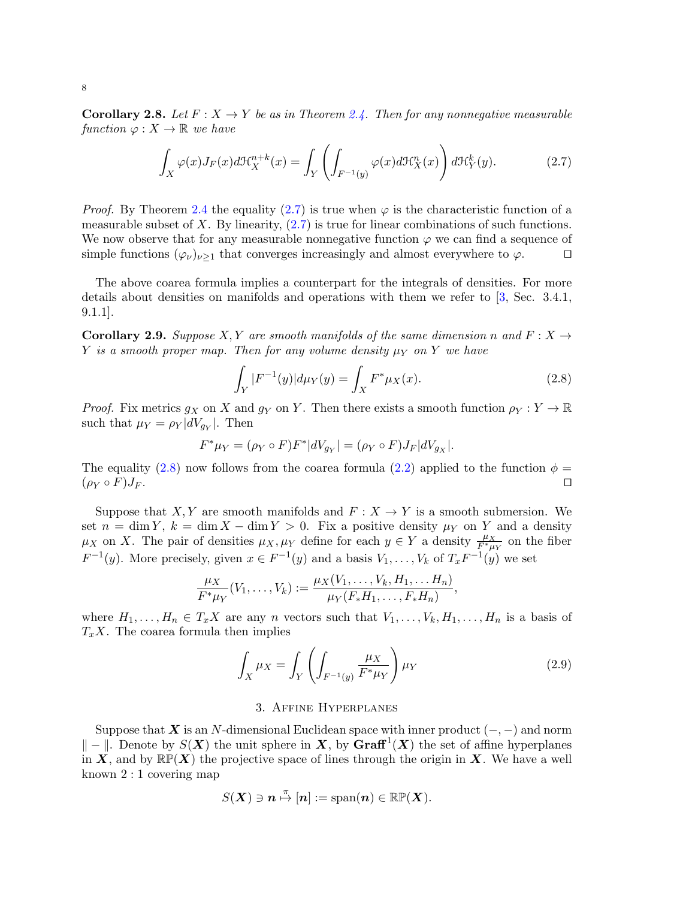**Corollary 2.8.** *Let $F : X \to Y$ be as in Theorem 2.4. Then for any nonnegative measurable function $\varphi : X \to \mathbb{R}$ we have*

$$\int_X \varphi(x) J_F(x) d\mathcal{H}_X^{n+k}(x) = \int_Y \left( \int_{F^{-1}(y)} \varphi(x) d\mathcal{H}_X^n(x) \right) d\mathcal{H}_Y^k(y). \tag{2.7}$$

*Proof.* By Theorem 2.4 the equality (2.7) is true when $\varphi$ is the characteristic function of a measurable subset of $X$. By linearity, (2.7) is true for linear combinations of such functions. We now observe that for any measurable nonnegative function $\varphi$ we can find a sequence of simple functions $(\varphi_\nu)_{\nu \geq 1}$ that converges increasingly and almost everywhere to $\varphi$. $\square$

The above coarea formula implies a counterpart for the integrals of densities. For more details about densities on manifolds and operations with them we refer to [3, Sec. 3.4.1, 9.1.1].

**Corollary 2.9.** *Suppose $X, Y$ are smooth manifolds of the same dimension $n$ and $F : X \to Y$ is a smooth proper map. Then for any volume density $\mu_Y$ on $Y$ we have*

$$\int_Y |F^{-1}(y)| d\mu_Y(y) = \int_X F^* \mu_X(x). \tag{2.8}$$

*Proof.* Fix metrics $g_X$ on $X$ and $g_Y$ on $Y$. Then there exists a smooth function $\rho_Y : Y \to \mathbb{R}$ such that $\mu_Y = \rho_Y |dV_{g_Y}|$. Then

$$F^* \mu_Y = (\rho_Y \circ F) F^* |dV_{g_Y}| = (\rho_Y \circ F) J_F |dV_{g_X}|.$$

The equality (2.8) now follows from the coarea formula (2.2) applied to the function $\phi = (\rho_Y \circ F) J_F$. $\square$

Suppose that $X, Y$ are smooth manifolds and $F : X \to Y$ is a smooth submersion. We set $n = \dim Y$, $k = \dim X - \dim Y > 0$. Fix a positive density $\mu_Y$ on $Y$ and a density $\mu_X$ on $X$. The pair of densities $\mu_X, \mu_Y$ define for each $y \in Y$ a density $\frac{\mu_X}{F^* \mu_Y}$ on the fiber $F^{-1}(y)$. More precisely, given $x \in F^{-1}(y)$ and a basis $V_1, \dots, V_k$ of $T_x F^{-1}(y)$ we set

$$\frac{\mu_X}{F^* \mu_Y}(V_1, \dots, V_k) := \frac{\mu_X(V_1, \dots, V_k, H_1, \dots H_n)}{\mu_Y(F_* H_1, \dots, F_* H_n)},$$

where $H_1, \dots, H_n \in T_x X$ are any $n$ vectors such that $V_1, \dots, V_k, H_1, \dots, H_n$ is a basis of $T_x X$. The coarea formula then implies

$$\int_X \mu_X = \int_Y \left( \int_{F^{-1}(y)} \frac{\mu_X}{F^* \mu_Y} \right) \mu_Y \tag{2.9}$$

## 3. Affine Hyperplanes

Suppose that $\boldsymbol{X}$ is an $N$-dimensional Euclidean space with inner product $(-,-)$ and norm $\| - \|$. Denote by $S(\boldsymbol{X})$ the unit sphere in $\boldsymbol{X}$, by $\mathbf{Graff}^1(\boldsymbol{X})$ the set of affine hyperplanes in $\boldsymbol{X}$, and by $\mathbb{RP}(\boldsymbol{X})$ the projective space of lines through the origin in $\boldsymbol{X}$. We have a well known $2:1$ covering map

$$S(\boldsymbol{X}) \ni \boldsymbol{n} \overset{\pi}{\mapsto} [\boldsymbol{n}] := \operatorname{span}(\boldsymbol{n}) \in \mathbb{RP}(\boldsymbol{X}).$$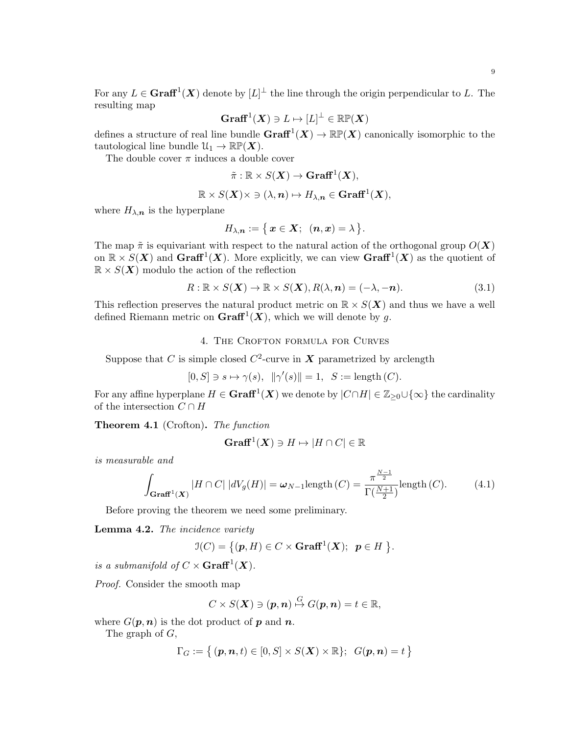For any $L \in \mathbf{Graff}^1(\boldsymbol{X})$ denote by $[L]^\perp$ the line through the origin perpendicular to $L$. The resulting map

$$\mathbf{Graff}^1(\boldsymbol{X}) \ni L \mapsto [L]^\perp \in \mathbb{RP}(\boldsymbol{X})$$

defines a structure of real line bundle $\mathbf{Graff}^1(\boldsymbol{X}) \to \mathbb{RP}(\boldsymbol{X})$ canonically isomorphic to the tautological line bundle $\mathcal{U}_1 \to \mathbb{RP}(\boldsymbol{X})$.

The double cover $\pi$ induces a double cover

$$\tilde{\pi} : \mathbb{R} \times S(\boldsymbol{X}) \to \mathbf{Graff}^1(\boldsymbol{X}),$$

$$\mathbb{R} \times S(\boldsymbol{X}) \times \ni (\lambda, \boldsymbol{n}) \mapsto H_{\lambda,\boldsymbol{n}} \in \mathbf{Graff}^1(\boldsymbol{X}),$$

where $H_{\lambda,\boldsymbol{n}}$ is the hyperplane

$$H_{\lambda,\boldsymbol{n}} := \{ \boldsymbol{x} \in \boldsymbol{X};\ \ (\boldsymbol{n}, \boldsymbol{x}) = \lambda \}.$$

The map $\tilde{\pi}$ is equivariant with respect to the natural action of the orthogonal group $O(\boldsymbol{X})$ on $\mathbb{R} \times S(\boldsymbol{X})$ and $\mathbf{Graff}^1(\boldsymbol{X})$. More explicitly, we can view $\mathbf{Graff}^1(\boldsymbol{X})$ as the quotient of $\mathbb{R} \times S(\boldsymbol{X})$ modulo the action of the reflection

$$R : \mathbb{R} \times S(\boldsymbol{X}) \to \mathbb{R} \times S(\boldsymbol{X}), R(\lambda, \boldsymbol{n}) = (-\lambda, -\boldsymbol{n}). \tag{3.1}$$

This reflection preserves the natural product metric on $\mathbb{R} \times S(\boldsymbol{X})$ and thus we have a well defined Riemann metric on $\mathbf{Graff}^1(\boldsymbol{X})$, which we will denote by $g$.

## 4. The Crofton formula for Curves

Suppose that $C$ is simple closed $C^2$-curve in $\boldsymbol{X}$ parametrized by arclength

$$[0, S] \ni s \mapsto \gamma(s),\ \ \|\gamma'(s)\| = 1,\ \ S := \text{length}\,(C).$$

For any affine hyperplane $H \in \mathbf{Graff}^1(\boldsymbol{X})$ we denote by $|C \cap H| \in \mathbb{Z}_{\geq 0} \cup \{\infty\}$ the cardinality of the intersection $C \cap H$

**Theorem 4.1** (Crofton)**.** *The function*

$$\mathbf{Graff}^1(\boldsymbol{X}) \ni H \mapsto |H \cap C| \in \mathbb{R}$$

*is measurable and*

$$\int_{\mathbf{Graff}^1(\boldsymbol{X})} |H \cap C|\, |dV_g(H)| = \boldsymbol{\omega}_{N-1} \text{length}\,(C) = \frac{\pi^{\frac{N-1}{2}}}{\Gamma(\frac{N+1}{2})} \text{length}\,(C). \tag{4.1}$$

Before proving the theorem we need some preliminary.

**Lemma 4.2.** *The incidence variety*

$$\mathcal{I}(C) = \{ (\boldsymbol{p}, H) \in C \times \mathbf{Graff}^1(\boldsymbol{X});\ \ \boldsymbol{p} \in H \}.$$

*is a submanifold of* $C \times \mathbf{Graff}^1(\boldsymbol{X})$.

*Proof.* Consider the smooth map

$$C \times S(\boldsymbol{X}) \ni (\boldsymbol{p}, \boldsymbol{n}) \overset{G}{\mapsto} G(\boldsymbol{p}, \boldsymbol{n}) = t \in \mathbb{R},$$

where $G(\boldsymbol{p}, \boldsymbol{n})$ is the dot product of $\boldsymbol{p}$ and $\boldsymbol{n}$.

The graph of $G$,

$$\Gamma_G := \{ (\boldsymbol{p}, \boldsymbol{n}, t) \in [0, S] \times S(\boldsymbol{X}) \times \mathbb{R}\};\ \ G(\boldsymbol{p}, \boldsymbol{n}) = t \}$$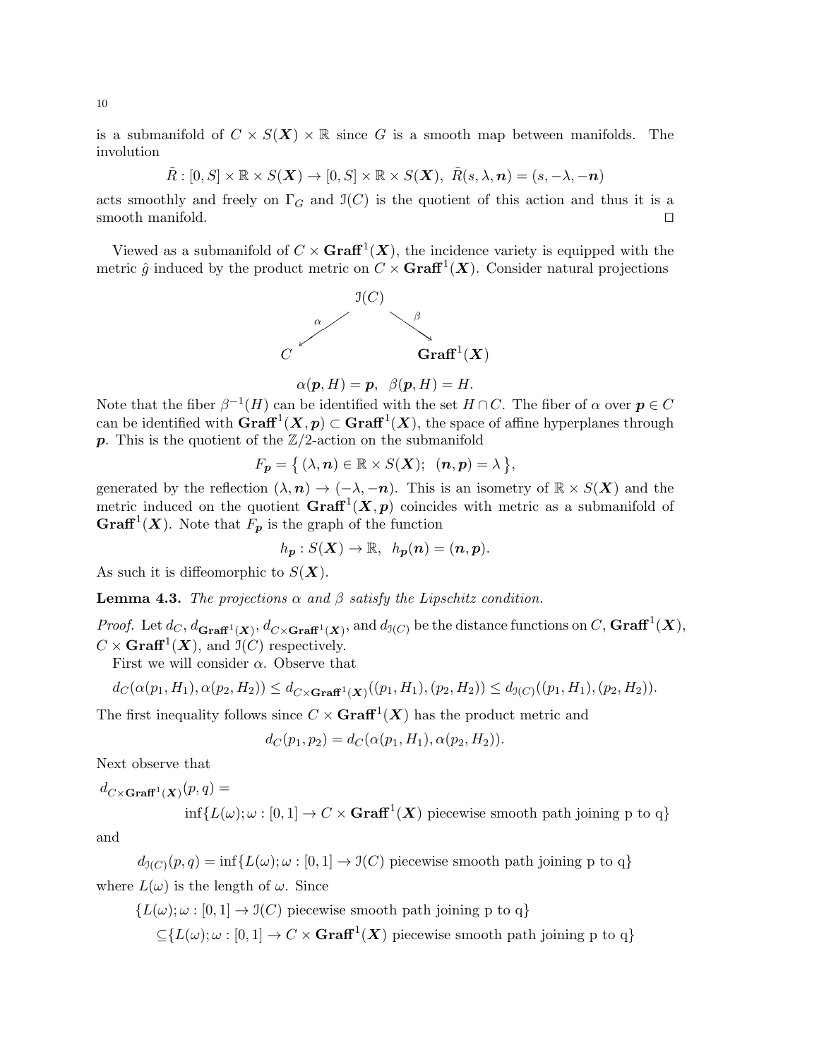is a submanifold of $C \times S(\boldsymbol{X}) \times \mathbb{R}$ since $G$ is a smooth map between manifolds. The involution

$$\tilde{R} : [0, S] \times \mathbb{R} \times S(\boldsymbol{X}) \to [0, S] \times \mathbb{R} \times S(\boldsymbol{X}),\ \tilde{R}(s, \lambda, \boldsymbol{n}) = (s, -\lambda, -\boldsymbol{n})$$

acts smoothly and freely on $\Gamma_G$ and $\mathcal{I}(C)$ is the quotient of this action and thus it is a smooth manifold. □

Viewed as a submanifold of $C \times \mathbf{Graff}^1(\boldsymbol{X})$, the incidence variety is equipped with the metric $\hat{g}$ induced by the product metric on $C \times \mathbf{Graff}^1(\boldsymbol{X})$. Consider natural projections

$$\begin{array}{ccc} & \mathcal{I}(C) & \\ {}^{\alpha}\swarrow & & \searrow^{\beta} \\ C & & \mathbf{Graff}^1(\boldsymbol{X}) \end{array}$$

$$\alpha(\boldsymbol{p}, H) = \boldsymbol{p},\ \ \beta(\boldsymbol{p}, H) = H.$$

Note that the fiber $\beta^{-1}(H)$ can be identified with the set $H \cap C$. The fiber of $\alpha$ over $\boldsymbol{p} \in C$ can be identified with $\mathbf{Graff}^1(\boldsymbol{X}, \boldsymbol{p}) \subset \mathbf{Graff}^1(\boldsymbol{X})$, the space of affine hyperplanes through $\boldsymbol{p}$. This is the quotient of the $\mathbb{Z}/2$-action on the submanifold

$$F_{\boldsymbol{p}} = \big\{ (\lambda, \boldsymbol{n}) \in \mathbb{R} \times S(\boldsymbol{X});\ \ (\boldsymbol{n}, \boldsymbol{p}) = \lambda \big\},$$

generated by the reflection $(\lambda, \boldsymbol{n}) \to (-\lambda, -\boldsymbol{n})$. This is an isometry of $\mathbb{R} \times S(\boldsymbol{X})$ and the metric induced on the quotient $\mathbf{Graff}^1(\boldsymbol{X}, \boldsymbol{p})$ coincides with metric as a submanifold of $\mathbf{Graff}^1(\boldsymbol{X})$. Note that $F_{\boldsymbol{p}}$ is the graph of the function

$$h_{\boldsymbol{p}} : S(\boldsymbol{X}) \to \mathbb{R},\ \ h_{\boldsymbol{p}}(\boldsymbol{n}) = (\boldsymbol{n}, \boldsymbol{p}).$$

As such it is diffeomorphic to $S(\boldsymbol{X})$.

**Lemma 4.3.** *The projections $\alpha$ and $\beta$ satisfy the Lipschitz condition.*

*Proof.* Let $d_C$, $d_{\mathbf{Graff}^1(\boldsymbol{X})}$, $d_{C \times \mathbf{Graff}^1(\boldsymbol{X})}$, and $d_{\mathcal{I}(C)}$ be the distance functions on $C$, $\mathbf{Graff}^1(\boldsymbol{X})$, $C \times \mathbf{Graff}^1(\boldsymbol{X})$, and $\mathcal{I}(C)$ respectively.

First we will consider $\alpha$. Observe that

$$d_C(\alpha(p_1, H_1), \alpha(p_2, H_2)) \leq d_{C \times \mathbf{Graff}^1(\boldsymbol{X})}((p_1, H_1), (p_2, H_2)) \leq d_{\mathcal{I}(C)}((p_1, H_1), (p_2, H_2)).$$

The first inequality follows since $C \times \mathbf{Graff}^1(\boldsymbol{X})$ has the product metric and

$$d_C(p_1, p_2) = d_C(\alpha(p_1, H_1), \alpha(p_2, H_2)).$$

Next observe that

$$d_{C \times \mathbf{Graff}^1(\boldsymbol{X})}(p, q) = \inf\{L(\omega); \omega : [0, 1] \to C \times \mathbf{Graff}^1(\boldsymbol{X}) \text{ piecewise smooth path joining p to q}\}$$

and

$$d_{\mathcal{I}(C)}(p, q) = \inf\{L(\omega); \omega : [0, 1] \to \mathcal{I}(C) \text{ piecewise smooth path joining p to q}\}$$

where $L(\omega)$ is the length of $\omega$. Since

$$\begin{aligned} &\{L(\omega); \omega : [0, 1] \to \mathcal{I}(C) \text{ piecewise smooth path joining p to q}\} \\ &\quad \subseteq \{L(\omega); \omega : [0, 1] \to C \times \mathbf{Graff}^1(\boldsymbol{X}) \text{ piecewise smooth path joining p to q}\} \end{aligned}$$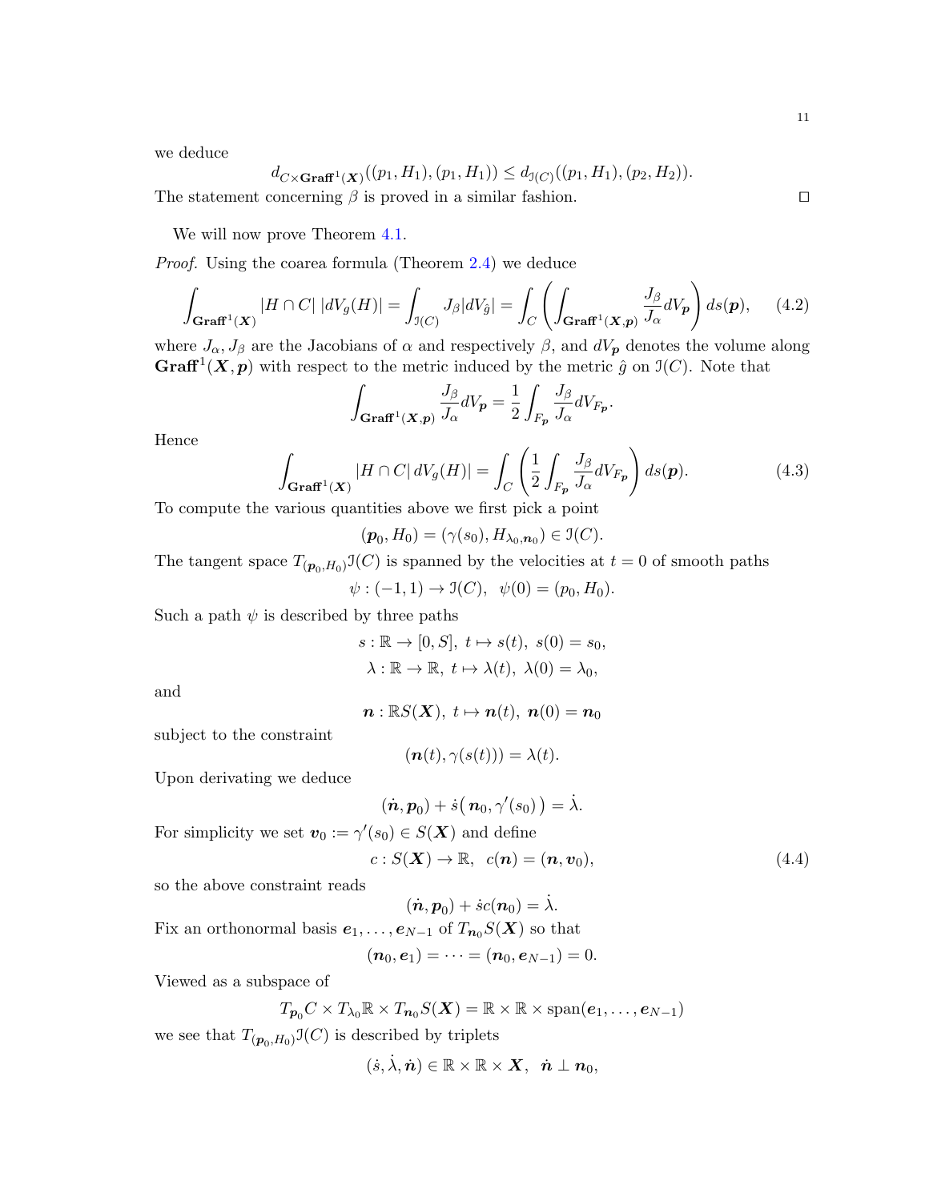we deduce

$$d_{C\times \mathbf{Graff}^1(\boldsymbol{X})}((p_1,H_1),(p_1,H_1)) \leq d_{\mathfrak{I}(C)}((p_1,H_1),(p_2,H_2)).$$

The statement concerning $\beta$ is proved in a similar fashion. ◻

We will now prove Theorem 4.1.

*Proof.* Using the coarea formula (Theorem 2.4) we deduce

$$\int_{\mathbf{Graff}^1(\boldsymbol{X})} |H\cap C|\, |dV_g(H)| = \int_{\mathfrak{I}(C)} J_\beta |dV_{\hat{g}}| = \int_C \left( \int_{\mathbf{Graff}^1(\boldsymbol{X},\boldsymbol{p})} \frac{J_\beta}{J_\alpha} dV_{\boldsymbol{p}} \right) ds(\boldsymbol{p}), \tag{4.2}$$

where $J_\alpha, J_\beta$ are the Jacobians of $\alpha$ and respectively $\beta$, and $dV_{\boldsymbol{p}}$ denotes the volume along $\mathbf{Graff}^1(\boldsymbol{X},\boldsymbol{p})$ with respect to the metric induced by the metric $\hat{g}$ on $\mathfrak{I}(C)$. Note that

$$\int_{\mathbf{Graff}^1(\boldsymbol{X},\boldsymbol{p})} \frac{J_\beta}{J_\alpha} dV_{\boldsymbol{p}} = \frac{1}{2}\int_{F_{\boldsymbol{p}}} \frac{J_\beta}{J_\alpha} dV_{F_{\boldsymbol{p}}}.$$

Hence

$$\int_{\mathbf{Graff}^1(\boldsymbol{X})} |H\cap C|\, dV_g(H)| = \int_C \left( \frac{1}{2}\int_{F_{\boldsymbol{p}}} \frac{J_\beta}{J_\alpha} dV_{F_{\boldsymbol{p}}} \right) ds(\boldsymbol{p}). \tag{4.3}$$

To compute the various quantities above we first pick a point

$$(\boldsymbol{p}_0, H_0) = (\gamma(s_0), H_{\lambda_0,\boldsymbol{n}_0}) \in \mathfrak{I}(C).$$

The tangent space $T_{(\boldsymbol{p}_0,H_0)}\mathfrak{I}(C)$ is spanned by the velocities at $t=0$ of smooth paths

$$\psi : (-1,1) \to \mathfrak{I}(C),\ \ \psi(0) = (p_0, H_0).$$

Such a path $\psi$ is described by three paths

$$s:\mathbb{R}\to[0,S],\ t\mapsto s(t),\ s(0)=s_0,$$
$$\lambda:\mathbb{R}\to\mathbb{R},\ t\mapsto \lambda(t),\ \lambda(0)=\lambda_0,$$

and

$$\boldsymbol{n} : \mathbb{R}S(\boldsymbol{X}),\ t\mapsto \boldsymbol{n}(t),\ \boldsymbol{n}(0)=\boldsymbol{n}_0$$

subject to the constraint

$$(\boldsymbol{n}(t), \gamma(s(t))) = \lambda(t).$$

Upon derivating we deduce

$$(\dot{\boldsymbol{n}}, \boldsymbol{p}_0) + \dot{s}\big(\,\boldsymbol{n}_0, \gamma'(s_0)\,\big) = \dot{\lambda}.$$

For simplicity we set $\boldsymbol{v}_0 := \gamma'(s_0) \in S(\boldsymbol{X})$ and define

$$c : S(\boldsymbol{X}) \to \mathbb{R},\ \ c(\boldsymbol{n}) = (\boldsymbol{n}, \boldsymbol{v}_0), \tag{4.4}$$

so the above constraint reads

$$(\dot{\boldsymbol{n}}, \boldsymbol{p}_0) + \dot{s}c(\boldsymbol{n}_0) = \dot{\lambda}.$$

Fix an orthonormal basis $\boldsymbol{e}_1,\dots,\boldsymbol{e}_{N-1}$ of $T_{\boldsymbol{n}_0}S(\boldsymbol{X})$ so that

$$(\boldsymbol{n}_0, \boldsymbol{e}_1) = \cdots = (\boldsymbol{n}_0, \boldsymbol{e}_{N-1}) = 0.$$

Viewed as a subspace of

$$T_{\boldsymbol{p}_0}C \times T_{\lambda_0}\mathbb{R} \times T_{\boldsymbol{n}_0}S(\boldsymbol{X}) = \mathbb{R}\times\mathbb{R}\times \operatorname{span}(\boldsymbol{e}_1,\dots,\boldsymbol{e}_{N-1})$$

we see that $T_{(\boldsymbol{p}_0,H_0)}\mathfrak{I}(C)$ is described by triplets

$$(\dot{s}, \dot{\lambda}, \dot{\boldsymbol{n}}) \in \mathbb{R}\times\mathbb{R}\times\boldsymbol{X},\ \ \dot{\boldsymbol{n}} \perp \boldsymbol{n}_0,$$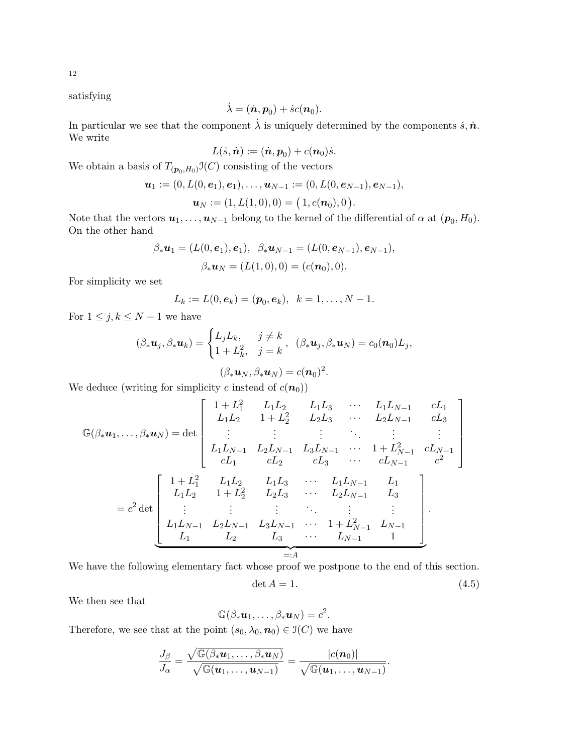satisfying

$$\dot{\lambda} = (\dot{\boldsymbol{n}}, \boldsymbol{p}_0) + \dot{s}c(\boldsymbol{n}_0).$$

In particular we see that the component $\dot{\lambda}$ is uniquely determined by the components $\dot{s}, \dot{\boldsymbol{n}}$. We write

$$L(\dot{s}, \dot{\boldsymbol{n}}) := (\dot{\boldsymbol{n}}, \boldsymbol{p}_0) + c(\boldsymbol{n}_0)\dot{s}.$$

We obtain a basis of $T_{(\boldsymbol{p}_0, H_0)}\mathcal{I}(C)$ consisting of the vectors

$$\boldsymbol{u}_1 := (0, L(0, \boldsymbol{e}_1), \boldsymbol{e}_1), \dots, \boldsymbol{u}_{N-1} := (0, L(0, \boldsymbol{e}_{N-1}), \boldsymbol{e}_{N-1}),$$

$$\boldsymbol{u}_N := (1, L(1, 0), 0) = \big(1, c(\boldsymbol{n}_0), 0\big).$$

Note that the vectors $\boldsymbol{u}_1, \dots, \boldsymbol{u}_{N-1}$ belong to the kernel of the differential of $\alpha$ at $(\boldsymbol{p}_0, H_0)$. On the other hand

$$\beta_*\boldsymbol{u}_1 = (L(0, \boldsymbol{e}_1), \boldsymbol{e}_1), \ \ \beta_*\boldsymbol{u}_{N-1} = (L(0, \boldsymbol{e}_{N-1}), \boldsymbol{e}_{N-1}),$$

$$\beta_*\boldsymbol{u}_N = (L(1, 0), 0) = (c(\boldsymbol{n}_0), 0).$$

For simplicity we set

$$L_k := L(0, \boldsymbol{e}_k) = (\boldsymbol{p}_0, \boldsymbol{e}_k), \ \ k = 1, \dots, N-1.$$

For $1 \leq j, k \leq N-1$ we have

$$(\beta_*\boldsymbol{u}_j, \beta_*\boldsymbol{u}_k) = \begin{cases} L_jL_k, & j \neq k \\ 1 + L_k^2, & j = k \end{cases}, \ \ (\beta_*\boldsymbol{u}_j, \beta_*\boldsymbol{u}_N) = c_0(\boldsymbol{n}_0)L_j,$$

$$(\beta_*\boldsymbol{u}_N, \beta_*\boldsymbol{u}_N) = c(\boldsymbol{n}_0)^2.$$

We deduce (writing for simplicity $c$ instead of $c(\boldsymbol{n}_0)$)

$$\mathbb{G}(\beta_*\boldsymbol{u}_1, \dots, \beta_*\boldsymbol{u}_N) = \det \begin{bmatrix} 1 + L_1^2 & L_1L_2 & L_1L_3 & \cdots & L_1L_{N-1} & cL_1 \\ L_1L_2 & 1 + L_2^2 & L_2L_3 & \cdots & L_2L_{N-1} & cL_3 \\ \vdots & \vdots & \vdots & \ddots & \vdots & \vdots \\ L_1L_{N-1} & L_2L_{N-1} & L_3L_{N-1} & \cdots & 1 + L_{N-1}^2 & cL_{N-1} \\ cL_1 & cL_2 & cL_3 & \cdots & cL_{N-1} & c^2 \end{bmatrix}$$

$$= c^2 \underbrace{\det \begin{bmatrix} 1 + L_1^2 & L_1L_2 & L_1L_3 & \cdots & L_1L_{N-1} & L_1 \\ L_1L_2 & 1 + L_2^2 & L_2L_3 & \cdots & L_2L_{N-1} & L_3 \\ \vdots & \vdots & \vdots & \ddots & \vdots & \vdots \\ L_1L_{N-1} & L_2L_{N-1} & L_3L_{N-1} & \cdots & 1 + L_{N-1}^2 & L_{N-1} \\ L_1 & L_2 & L_3 & \cdots & L_{N-1} & 1 \end{bmatrix}}_{=:A}.$$

We have the following elementary fact whose proof we postpone to the end of this section.

$$\det A = 1. \tag{4.5}$$

We then see that

$$\mathbb{G}(\beta_*\boldsymbol{u}_1, \dots, \beta_*\boldsymbol{u}_N) = c^2.$$

Therefore, we see that at the point $(s_0, \lambda_0, \boldsymbol{n}_0) \in \mathcal{I}(C)$ we have

$$\frac{J_\beta}{J_\alpha} = \frac{\sqrt{\mathbb{G}(\beta_*\boldsymbol{u}_1, \dots, \beta_*\boldsymbol{u}_N)}}{\sqrt{\mathbb{G}(\boldsymbol{u}_1, \dots, \boldsymbol{u}_{N-1})}} = \frac{|c(\boldsymbol{n}_0)|}{\sqrt{\mathbb{G}(\boldsymbol{u}_1, \dots, \boldsymbol{u}_{N-1})}}.$$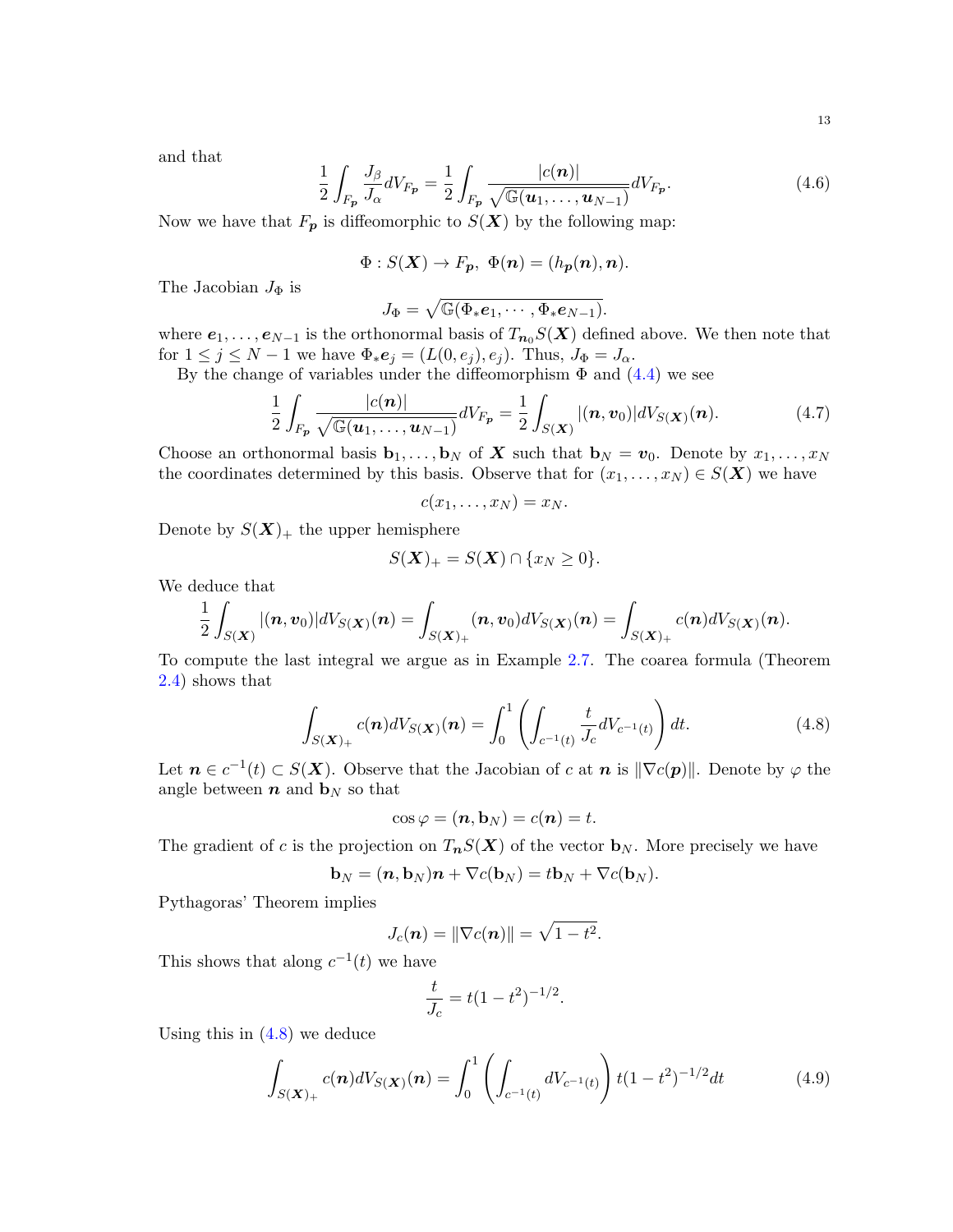and that

$$\frac{1}{2}\int_{F_{\boldsymbol{p}}} \frac{J_\beta}{J_\alpha} dV_{F_{\boldsymbol{p}}} = \frac{1}{2}\int_{F_{\boldsymbol{p}}} \frac{|c(\boldsymbol{n})|}{\sqrt{\mathbb{G}(\boldsymbol{u}_1,\dots,\boldsymbol{u}_{N-1})}} dV_{F_{\boldsymbol{p}}}. \tag{4.6}$$

Now we have that $F_{\boldsymbol{p}}$ is diffeomorphic to $S(\boldsymbol{X})$ by the following map:

$$\Phi : S(\boldsymbol{X}) \to F_{\boldsymbol{p}},\ \Phi(\boldsymbol{n}) = (h_{\boldsymbol{p}}(\boldsymbol{n}), \boldsymbol{n}).$$

The Jacobian $J_\Phi$ is

$$J_\Phi = \sqrt{\mathbb{G}(\Phi_*\boldsymbol{e}_1,\cdots,\Phi_*\boldsymbol{e}_{N-1})}.$$

where $\boldsymbol{e}_1,\dots,\boldsymbol{e}_{N-1}$ is the orthonormal basis of $T_{\boldsymbol{n}_0}S(\boldsymbol{X})$ defined above. We then note that for $1 \le j \le N-1$ we have $\Phi_*\boldsymbol{e}_j = (L(0,e_j),e_j)$. Thus, $J_\Phi = J_\alpha$.

By the change of variables under the diffeomorphism $\Phi$ and (4.4) we see

$$\frac{1}{2}\int_{F_{\boldsymbol{p}}} \frac{|c(\boldsymbol{n})|}{\sqrt{\mathbb{G}(\boldsymbol{u}_1,\dots,\boldsymbol{u}_{N-1})}} dV_{F_{\boldsymbol{p}}} = \frac{1}{2}\int_{S(\boldsymbol{X})} |(\boldsymbol{n},\boldsymbol{v}_0)| dV_{S(\boldsymbol{X})}(\boldsymbol{n}). \tag{4.7}$$

Choose an orthonormal basis $\mathbf{b}_1,\dots,\mathbf{b}_N$ of $\boldsymbol{X}$ such that $\mathbf{b}_N = \boldsymbol{v}_0$. Denote by $x_1,\dots,x_N$ the coordinates determined by this basis. Observe that for $(x_1,\dots,x_N) \in S(\boldsymbol{X})$ we have

$$c(x_1,\dots,x_N) = x_N.$$

Denote by $S(\boldsymbol{X})_+$ the upper hemisphere

$$S(\boldsymbol{X})_+ = S(\boldsymbol{X}) \cap \{x_N \ge 0\}.$$

We deduce that

$$\frac{1}{2}\int_{S(\boldsymbol{X})} |(\boldsymbol{n},\boldsymbol{v}_0)| dV_{S(\boldsymbol{X})}(\boldsymbol{n}) = \int_{S(\boldsymbol{X})_+} (\boldsymbol{n},\boldsymbol{v}_0) dV_{S(\boldsymbol{X})}(\boldsymbol{n}) = \int_{S(\boldsymbol{X})_+} c(\boldsymbol{n}) dV_{S(\boldsymbol{X})}(\boldsymbol{n}).$$

To compute the last integral we argue as in Example 2.7. The coarea formula (Theorem 2.4) shows that

$$\int_{S(\boldsymbol{X})_+} c(\boldsymbol{n}) dV_{S(\boldsymbol{X})}(\boldsymbol{n}) = \int_0^1 \left( \int_{c^{-1}(t)} \frac{t}{J_c} dV_{c^{-1}(t)} \right) dt. \tag{4.8}$$

Let $\boldsymbol{n} \in c^{-1}(t) \subset S(\boldsymbol{X})$. Observe that the Jacobian of $c$ at $\boldsymbol{n}$ is $\|\nabla c(\boldsymbol{p})\|$. Denote by $\varphi$ the angle between $\boldsymbol{n}$ and $\mathbf{b}_N$ so that

$$\cos\varphi = (\boldsymbol{n},\mathbf{b}_N) = c(\boldsymbol{n}) = t.$$

The gradient of $c$ is the projection on $T_{\boldsymbol{n}}S(\boldsymbol{X})$ of the vector $\mathbf{b}_N$. More precisely we have

$$\mathbf{b}_N = (\boldsymbol{n},\mathbf{b}_N)\boldsymbol{n} + \nabla c(\mathbf{b}_N) = t\mathbf{b}_N + \nabla c(\mathbf{b}_N).$$

Pythagoras' Theorem implies

$$J_c(\boldsymbol{n}) = \|\nabla c(\boldsymbol{n})\| = \sqrt{1-t^2}.$$

This shows that along $c^{-1}(t)$ we have

$$\frac{t}{J_c} = t(1-t^2)^{-1/2}.$$

Using this in (4.8) we deduce

$$\int_{S(\boldsymbol{X})_+} c(\boldsymbol{n}) dV_{S(\boldsymbol{X})}(\boldsymbol{n}) = \int_0^1 \left( \int_{c^{-1}(t)} dV_{c^{-1}(t)} \right) t(1-t^2)^{-1/2} dt \tag{4.9}$$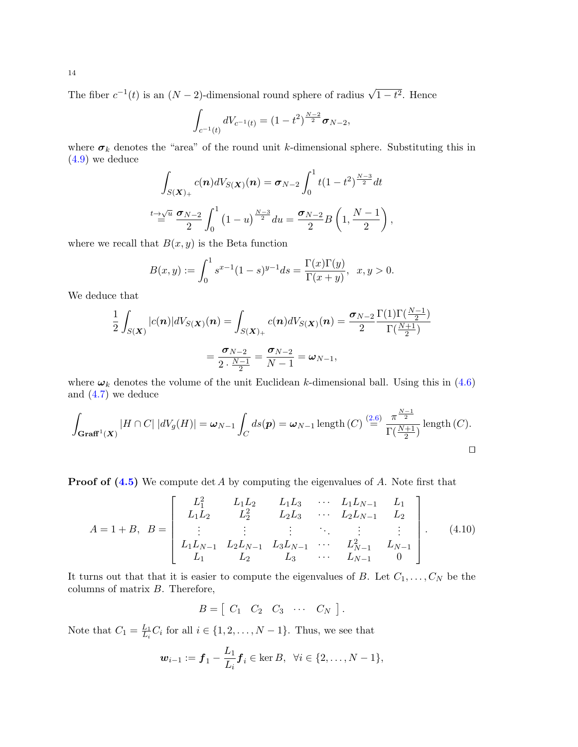The fiber $c^{-1}(t)$ is an $(N-2)$-dimensional round sphere of radius $\sqrt{1-t^2}$. Hence

$$\int_{c^{-1}(t)} dV_{c^{-1}(t)} = (1-t^2)^{\frac{N-2}{2}} \boldsymbol{\sigma}_{N-2},$$

where $\boldsymbol{\sigma}_k$ denotes the "area" of the round unit $k$-dimensional sphere. Substituting this in (4.9) we deduce

$$\int_{S(\boldsymbol{X})_+} c(\boldsymbol{n}) dV_{S(\boldsymbol{X})}(\boldsymbol{n}) = \boldsymbol{\sigma}_{N-2} \int_0^1 t(1-t^2)^{\frac{N-3}{2}} dt$$

$$\stackrel{t \to \sqrt{u}}{=} \frac{\boldsymbol{\sigma}_{N-2}}{2} \int_0^1 \left(1-u\right)^{\frac{N-3}{2}} du = \frac{\boldsymbol{\sigma}_{N-2}}{2} B\left(1, \frac{N-1}{2}\right),$$

where we recall that $B(x,y)$ is the Beta function

$$B(x,y) := \int_0^1 s^{x-1}(1-s)^{y-1} ds = \frac{\Gamma(x)\Gamma(y)}{\Gamma(x+y)}, \quad x, y > 0.$$

We deduce that

$$\frac{1}{2} \int_{S(\boldsymbol{X})} |c(\boldsymbol{n})| dV_{S(\boldsymbol{X})}(\boldsymbol{n}) = \int_{S(\boldsymbol{X})_+} c(\boldsymbol{n}) dV_{S(\boldsymbol{X})}(\boldsymbol{n}) = \frac{\boldsymbol{\sigma}_{N-2}}{2} \frac{\Gamma(1)\Gamma(\frac{N-1}{2})}{\Gamma(\frac{N+1}{2})}$$

$$= \frac{\boldsymbol{\sigma}_{N-2}}{2 \cdot \frac{N-1}{2}} = \frac{\boldsymbol{\sigma}_{N-2}}{N-1} = \boldsymbol{\omega}_{N-1},$$

where $\boldsymbol{\omega}_k$ denotes the volume of the unit Euclidean $k$-dimensional ball. Using this in (4.6) and (4.7) we deduce

$$\int_{\mathbf{Graff}^1(\boldsymbol{X})} |H \cap C| \, |dV_g(H)| = \boldsymbol{\omega}_{N-1} \int_C ds(\boldsymbol{p}) = \boldsymbol{\omega}_{N-1} \operatorname{length}(C) \stackrel{(2.6)}{=} \frac{\pi^{\frac{N-1}{2}}}{\Gamma(\frac{N+1}{2})} \operatorname{length}(C).$$

□

**Proof of (4.5)** We compute $\det A$ by computing the eigenvalues of $A$. Note first that

$$A = 1 + B, \quad B = \begin{bmatrix} L_1^2 & L_1 L_2 & L_1 L_3 & \cdots & L_1 L_{N-1} & L_1 \\ L_1 L_2 & L_2^2 & L_2 L_3 & \cdots & L_2 L_{N-1} & L_2 \\ \vdots & \vdots & \vdots & \ddots & \vdots & \vdots \\ L_1 L_{N-1} & L_2 L_{N-1} & L_3 L_{N-1} & \cdots & L_{N-1}^2 & L_{N-1} \\ L_1 & L_2 & L_3 & \cdots & L_{N-1} & 0 \end{bmatrix}. \tag{4.10}$$

It turns out that that it is easier to compute the eigenvalues of $B$. Let $C_1, \ldots, C_N$ be the columns of matrix $B$. Therefore,

$$B = \left[\begin{array}{ccccc} C_1 & C_2 & C_3 & \cdots & C_N \end{array}\right].$$

Note that $C_1 = \frac{L_1}{L_i} C_i$ for all $i \in \{1, 2, \ldots, N-1\}$. Thus, we see that

$$\boldsymbol{w}_{i-1} := \boldsymbol{f}_1 - \frac{L_1}{L_i} \boldsymbol{f}_i \in \ker B, \quad \forall i \in \{2, \ldots, N-1\},$$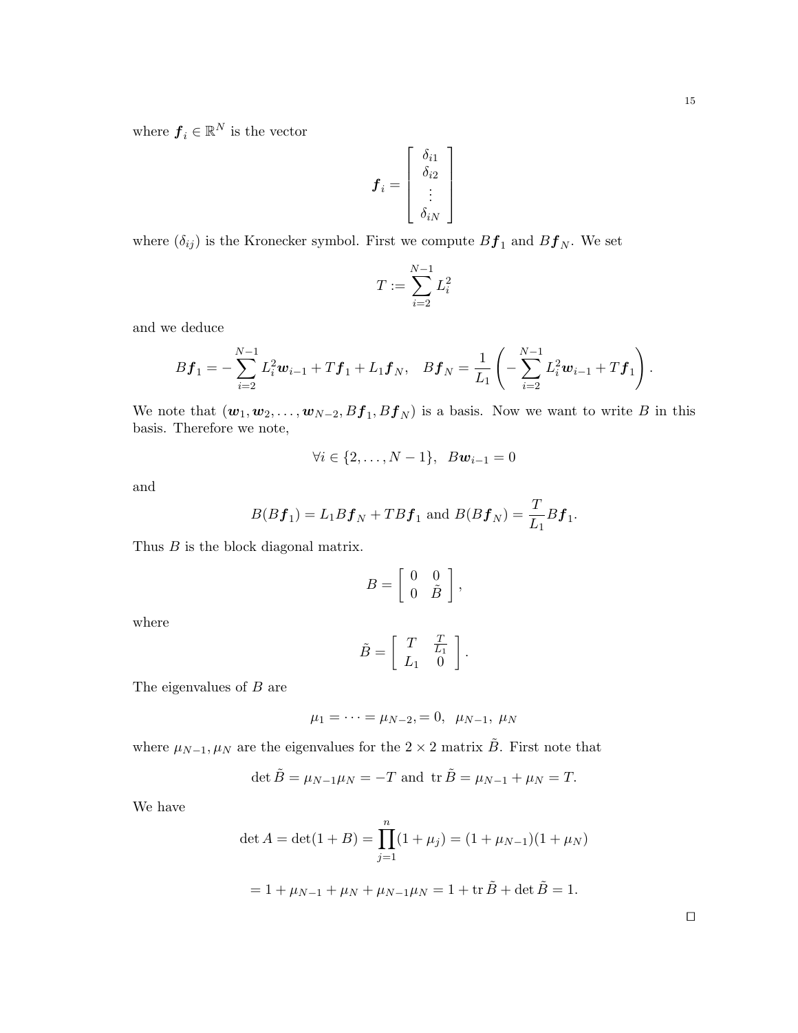where $\boldsymbol{f}_i \in \mathbb{R}^N$ is the vector

$$
\boldsymbol{f}_i = \begin{bmatrix} \delta_{i1} \\ \delta_{i2} \\ \vdots \\ \delta_{iN} \end{bmatrix}
$$

where $(\delta_{ij})$ is the Kronecker symbol. First we compute $B\boldsymbol{f}_1$ and $B\boldsymbol{f}_N$. We set

$$
T := \sum_{i=2}^{N-1} L_i^2
$$

and we deduce

$$
B\boldsymbol{f}_1 = -\sum_{i=2}^{N-1} L_i^2 \boldsymbol{w}_{i-1} + T\boldsymbol{f}_1 + L_1 \boldsymbol{f}_N, \quad B\boldsymbol{f}_N = \frac{1}{L_1}\left( -\sum_{i=2}^{N-1} L_i^2 \boldsymbol{w}_{i-1} + T\boldsymbol{f}_1 \right).
$$

We note that $(\boldsymbol{w}_1, \boldsymbol{w}_2, \ldots, \boldsymbol{w}_{N-2}, B\boldsymbol{f}_1, B\boldsymbol{f}_N)$ is a basis. Now we want to write $B$ in this basis. Therefore we note,

$$
\forall i \in \{2, \ldots, N-1\}, \;\; B\boldsymbol{w}_{i-1} = 0
$$

and

$$
B(B\boldsymbol{f}_1) = L_1 B\boldsymbol{f}_N + TB\boldsymbol{f}_1 \text{ and } B(B\boldsymbol{f}_N) = \frac{T}{L_1} B\boldsymbol{f}_1.
$$

Thus $B$ is the block diagonal matrix.

$$
B = \begin{bmatrix} 0 & 0 \\ 0 & \tilde{B} \end{bmatrix},
$$

where

$$
\tilde{B} = \begin{bmatrix} T & \frac{T}{L_1} \\ L_1 & 0 \end{bmatrix}.
$$

The eigenvalues of $B$ are

$$
\mu_1 = \cdots = \mu_{N-2}, = 0, \;\; \mu_{N-1}, \; \mu_N
$$

where $\mu_{N-1}, \mu_N$ are the eigenvalues for the $2 \times 2$ matrix $\tilde{B}$. First note that

$$
\det \tilde{B} = \mu_{N-1}\mu_N = -T \text{ and } \operatorname{tr} \tilde{B} = \mu_{N-1} + \mu_N = T.
$$

We have

$$
\det A = \det(1 + B) = \prod_{j=1}^{n} (1 + \mu_j) = (1 + \mu_{N-1})(1 + \mu_N)
$$

$$
= 1 + \mu_{N-1} + \mu_N + \mu_{N-1}\mu_N = 1 + \operatorname{tr} \tilde{B} + \det \tilde{B} = 1.
$$

□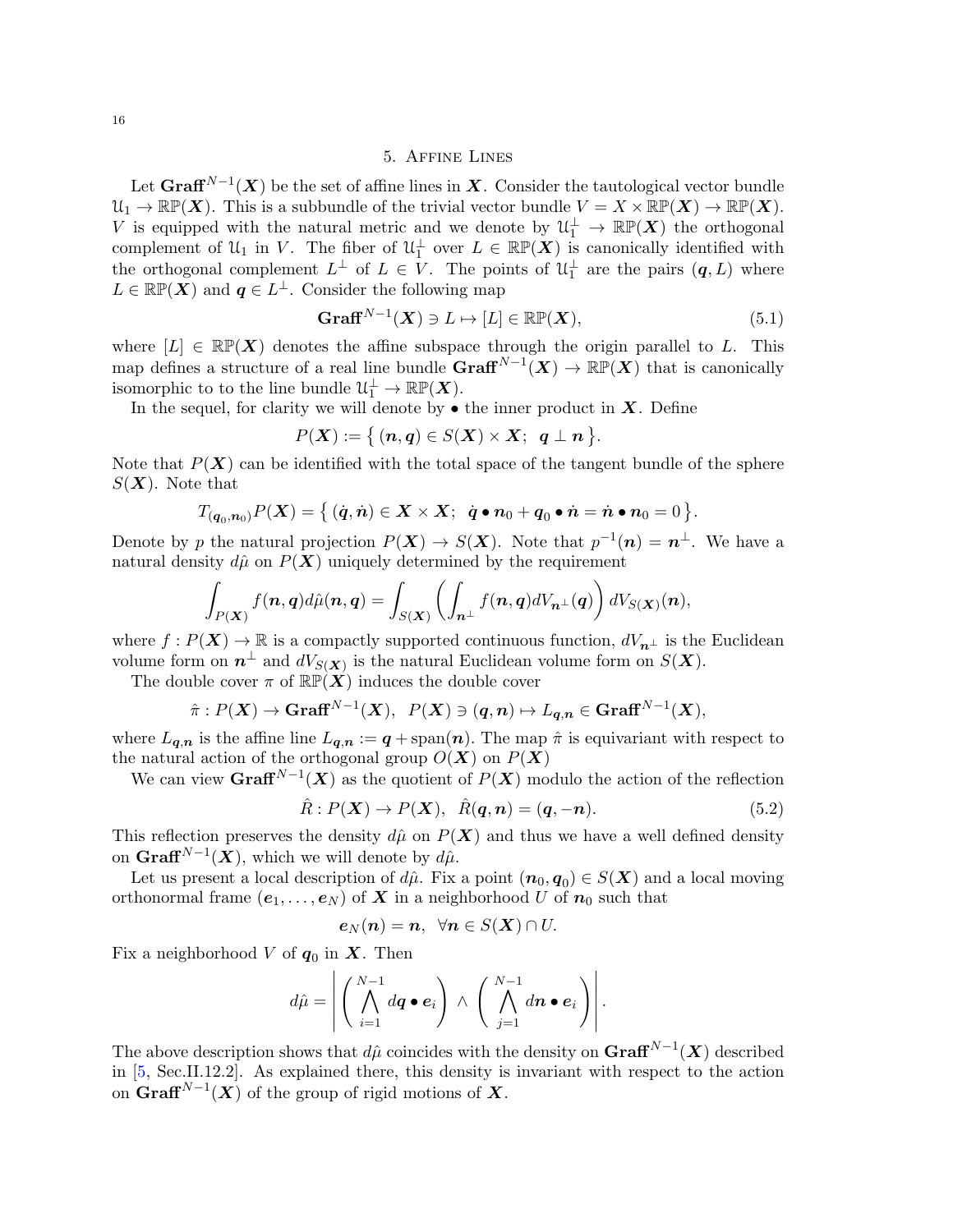## 5. Affine Lines

Let $\mathbf{Graff}^{N-1}(\boldsymbol{X})$ be the set of affine lines in $\boldsymbol{X}$. Consider the tautological vector bundle $\mathcal{U}_1 \to \mathbb{RP}(\boldsymbol{X})$. This is a subbundle of the trivial vector bundle $V = X \times \mathbb{RP}(\boldsymbol{X}) \to \mathbb{RP}(\boldsymbol{X})$. $V$ is equipped with the natural metric and we denote by $\mathcal{U}_1^\perp \to \mathbb{RP}(\boldsymbol{X})$ the orthogonal complement of $\mathcal{U}_1$ in $V$. The fiber of $\mathcal{U}_1^\perp$ over $L \in \mathbb{RP}(\boldsymbol{X})$ is canonically identified with the orthogonal complement $L^\perp$ of $L \in V$. The points of $\mathcal{U}_1^\perp$ are the pairs $(\boldsymbol{q}, L)$ where $L \in \mathbb{RP}(\boldsymbol{X})$ and $\boldsymbol{q} \in L^\perp$. Consider the following map

$$\mathbf{Graff}^{N-1}(\boldsymbol{X}) \ni L \mapsto [L] \in \mathbb{RP}(\boldsymbol{X}), \tag{5.1}$$

where $[L] \in \mathbb{RP}(\boldsymbol{X})$ denotes the affine subspace through the origin parallel to $L$. This map defines a structure of a real line bundle $\mathbf{Graff}^{N-1}(\boldsymbol{X}) \to \mathbb{RP}(\boldsymbol{X})$ that is canonically isomorphic to to the line bundle $\mathcal{U}_1^\perp \to \mathbb{RP}(\boldsymbol{X})$.

In the sequel, for clarity we will denote by $\bullet$ the inner product in $\boldsymbol{X}$. Define

$$P(\boldsymbol{X}) := \big\{ (\boldsymbol{n}, \boldsymbol{q}) \in S(\boldsymbol{X}) \times \boldsymbol{X};\;\; \boldsymbol{q} \perp \boldsymbol{n} \big\}.$$

Note that $P(\boldsymbol{X})$ can be identified with the total space of the tangent bundle of the sphere $S(\boldsymbol{X})$. Note that

$$T_{(\boldsymbol{q}_0, \boldsymbol{n}_0)} P(\boldsymbol{X}) = \big\{ (\dot{\boldsymbol{q}}, \dot{\boldsymbol{n}}) \in \boldsymbol{X} \times \boldsymbol{X};\;\; \dot{\boldsymbol{q}} \bullet \boldsymbol{n}_0 + \boldsymbol{q}_0 \bullet \dot{\boldsymbol{n}} = \dot{\boldsymbol{n}} \bullet \boldsymbol{n}_0 = 0 \big\}.$$

Denote by $p$ the natural projection $P(\boldsymbol{X}) \to S(\boldsymbol{X})$. Note that $p^{-1}(\boldsymbol{n}) = \boldsymbol{n}^\perp$. We have a natural density $d\hat{\mu}$ on $P(\boldsymbol{X})$ uniquely determined by the requirement

$$\int_{P(\boldsymbol{X})} f(\boldsymbol{n}, \boldsymbol{q}) d\hat{\mu}(\boldsymbol{n}, \boldsymbol{q}) = \int_{S(\boldsymbol{X})} \left( \int_{\boldsymbol{n}^\perp} f(\boldsymbol{n}, \boldsymbol{q}) dV_{\boldsymbol{n}^\perp}(\boldsymbol{q}) \right) dV_{S(\boldsymbol{X})}(\boldsymbol{n}),$$

where $f : P(\boldsymbol{X}) \to \mathbb{R}$ is a compactly supported continuous function, $dV_{\boldsymbol{n}^\perp}$ is the Euclidean volume form on $\boldsymbol{n}^\perp$ and $dV_{S(\boldsymbol{X})}$ is the natural Euclidean volume form on $S(\boldsymbol{X})$.

The double cover $\pi$ of $\mathbb{RP}(\boldsymbol{X})$ induces the double cover

$$\hat{\pi} : P(\boldsymbol{X}) \to \mathbf{Graff}^{N-1}(\boldsymbol{X}),\;\; P(\boldsymbol{X}) \ni (\boldsymbol{q}, \boldsymbol{n}) \mapsto L_{\boldsymbol{q}, \boldsymbol{n}} \in \mathbf{Graff}^{N-1}(\boldsymbol{X}),$$

where $L_{\boldsymbol{q}, \boldsymbol{n}}$ is the affine line $L_{\boldsymbol{q}, \boldsymbol{n}} := \boldsymbol{q} + \operatorname{span}(\boldsymbol{n})$. The map $\hat{\pi}$ is equivariant with respect to the natural action of the orthogonal group $O(\boldsymbol{X})$ on $P(\boldsymbol{X})$

We can view $\mathbf{Graff}^{N-1}(\boldsymbol{X})$ as the quotient of $P(\boldsymbol{X})$ modulo the action of the reflection

$$\hat{R} : P(\boldsymbol{X}) \to P(\boldsymbol{X}),\;\; \hat{R}(\boldsymbol{q}, \boldsymbol{n}) = (\boldsymbol{q}, -\boldsymbol{n}). \tag{5.2}$$

This reflection preserves the density $d\hat{\mu}$ on $P(\boldsymbol{X})$ and thus we have a well defined density on $\mathbf{Graff}^{N-1}(\boldsymbol{X})$, which we will denote by $d\hat{\mu}$.

Let us present a local description of $d\hat{\mu}$. Fix a point $(\boldsymbol{n}_0, \boldsymbol{q}_0) \in S(\boldsymbol{X})$ and a local moving orthonormal frame $(\boldsymbol{e}_1, \dots, \boldsymbol{e}_N)$ of $\boldsymbol{X}$ in a neighborhood $U$ of $\boldsymbol{n}_0$ such that

$$\boldsymbol{e}_N(\boldsymbol{n}) = \boldsymbol{n},\;\; \forall \boldsymbol{n} \in S(\boldsymbol{X}) \cap U.$$

Fix a neighborhood $V$ of $\boldsymbol{q}_0$ in $\boldsymbol{X}$. Then

$$d\hat{\mu} = \left| \left( \bigwedge_{i=1}^{N-1} d\boldsymbol{q} \bullet \boldsymbol{e}_i \right) \wedge \left( \bigwedge_{j=1}^{N-1} d\boldsymbol{n} \bullet \boldsymbol{e}_i \right) \right|.$$

The above description shows that $d\hat{\mu}$ coincides with the density on $\mathbf{Graff}^{N-1}(\boldsymbol{X})$ described in [5, Sec.II.12.2]. As explained there, this density is invariant with respect to the action on $\mathbf{Graff}^{N-1}(\boldsymbol{X})$ of the group of rigid motions of $\boldsymbol{X}$.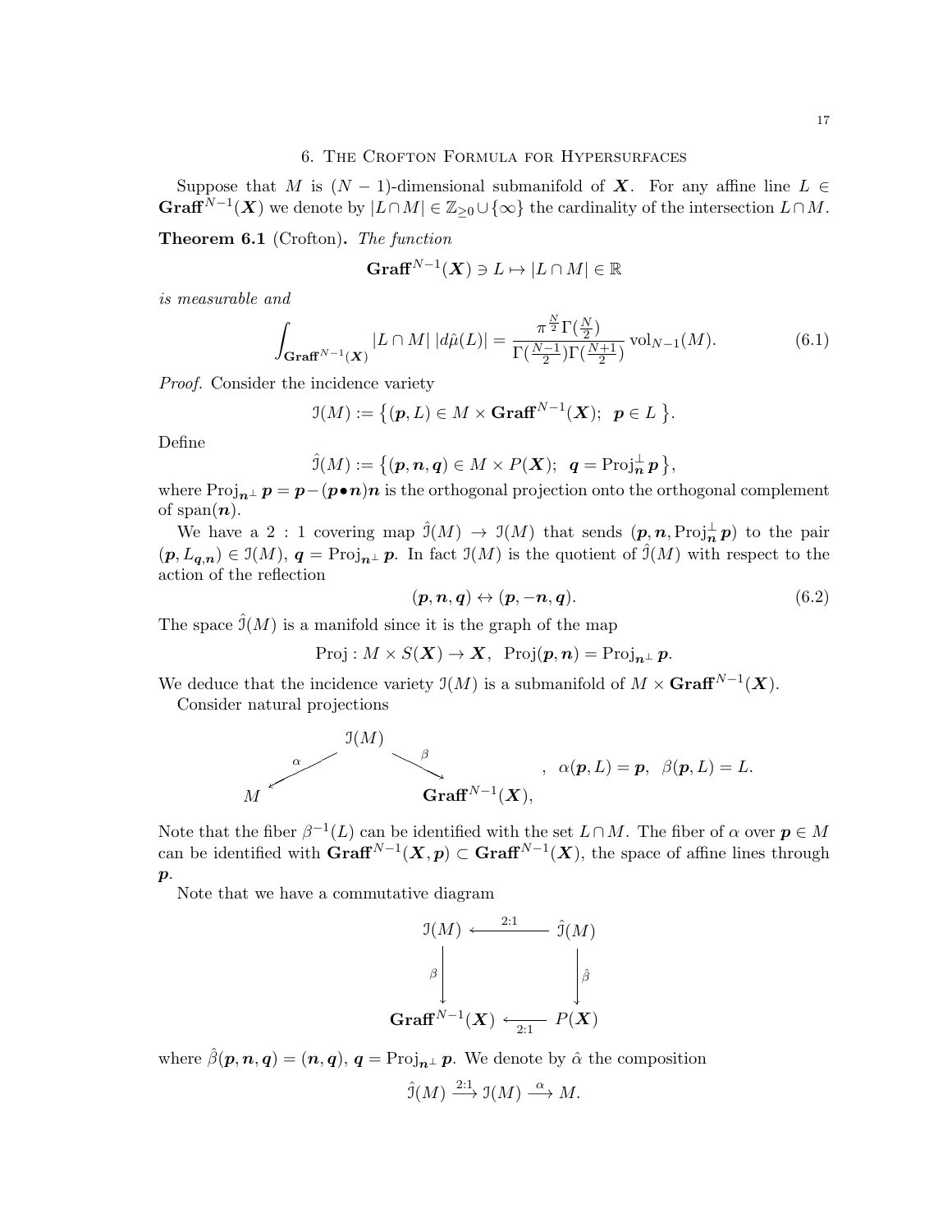## 6. The Crofton Formula for Hypersurfaces

Suppose that $M$ is $(N-1)$-dimensional submanifold of $\boldsymbol{X}$. For any affine line $L \in \mathbf{Graff}^{N-1}(\boldsymbol{X})$ we denote by $|L \cap M| \in \mathbb{Z}_{\geq 0} \cup \{\infty\}$ the cardinality of the intersection $L \cap M$.

**Theorem 6.1** (Crofton)**.** *The function*

$$\mathbf{Graff}^{N-1}(\boldsymbol{X}) \ni L \mapsto |L \cap M| \in \mathbb{R}$$

*is measurable and*

$$\int_{\mathbf{Graff}^{N-1}(\boldsymbol{X})} |L \cap M| \, |d\hat{\mu}(L)| = \frac{\pi^{\frac{N}{2}} \Gamma(\frac{N}{2})}{\Gamma(\frac{N-1}{2}) \Gamma(\frac{N+1}{2})} \operatorname{vol}_{N-1}(M). \tag{6.1}$$

*Proof.* Consider the incidence variety

$$\mathcal{I}(M) := \big\{ (\boldsymbol{p}, L) \in M \times \mathbf{Graff}^{N-1}(\boldsymbol{X}); \;\; \boldsymbol{p} \in L \,\big\}.$$

Define

$$\hat{\mathcal{I}}(M) := \big\{ (\boldsymbol{p}, \boldsymbol{n}, \boldsymbol{q}) \in M \times P(\boldsymbol{X}); \;\; \boldsymbol{q} = \operatorname{Proj}^{\perp}_{\boldsymbol{n}} \boldsymbol{p} \,\big\},$$

where $\operatorname{Proj}_{\boldsymbol{n}^{\perp}} \boldsymbol{p} = \boldsymbol{p} - (\boldsymbol{p} \bullet \boldsymbol{n}) \boldsymbol{n}$ is the orthogonal projection onto the orthogonal complement of $\operatorname{span}(\boldsymbol{n})$.

We have a $2:1$ covering map $\hat{\mathcal{I}}(M) \to \mathcal{I}(M)$ that sends $(\boldsymbol{p}, \boldsymbol{n}, \operatorname{Proj}^{\perp}_{\boldsymbol{n}} \boldsymbol{p})$ to the pair $(\boldsymbol{p}, L_{\boldsymbol{q}, \boldsymbol{n}}) \in \mathcal{I}(M)$, $\boldsymbol{q} = \operatorname{Proj}_{\boldsymbol{n}^{\perp}} \boldsymbol{p}$. In fact $\mathcal{I}(M)$ is the quotient of $\hat{\mathcal{I}}(M)$ with respect to the action of the reflection

$$(\boldsymbol{p}, \boldsymbol{n}, \boldsymbol{q}) \leftrightarrow (\boldsymbol{p}, -\boldsymbol{n}, \boldsymbol{q}). \tag{6.2}$$

The space $\hat{\mathcal{I}}(M)$ is a manifold since it is the graph of the map

$$\operatorname{Proj} : M \times S(\boldsymbol{X}) \to \boldsymbol{X}, \;\; \operatorname{Proj}(\boldsymbol{p}, \boldsymbol{n}) = \operatorname{Proj}_{\boldsymbol{n}^{\perp}} \boldsymbol{p}.$$

We deduce that the incidence variety $\mathcal{I}(M)$ is a submanifold of $M \times \mathbf{Graff}^{N-1}(\boldsymbol{X})$.

Consider natural projections

$$M \xleftarrow{\;\alpha\;} \mathcal{I}(M) \xrightarrow{\;\beta\;} \mathbf{Graff}^{N-1}(\boldsymbol{X}), \quad \alpha(\boldsymbol{p}, L) = \boldsymbol{p}, \;\; \beta(\boldsymbol{p}, L) = L.$$

Note that the fiber $\beta^{-1}(L)$ can be identified with the set $L \cap M$. The fiber of $\alpha$ over $\boldsymbol{p} \in M$ can be identified with $\mathbf{Graff}^{N-1}(\boldsymbol{X}, \boldsymbol{p}) \subset \mathbf{Graff}^{N-1}(\boldsymbol{X})$, the space of affine lines through $\boldsymbol{p}$.

Note that we have a commutative diagram

$$\begin{array}{ccc} \mathcal{I}(M) & \xleftarrow{\;2:1\;} & \hat{\mathcal{I}}(M) \\ \downarrow \beta & & \downarrow \hat{\beta} \\ \mathbf{Graff}^{N-1}(\boldsymbol{X}) & \xleftarrow{\;2:1\;} & P(\boldsymbol{X}) \end{array}$$

where $\hat{\beta}(\boldsymbol{p}, \boldsymbol{n}, \boldsymbol{q}) = (\boldsymbol{n}, \boldsymbol{q})$, $\boldsymbol{q} = \operatorname{Proj}_{\boldsymbol{n}^{\perp}} \boldsymbol{p}$. We denote by $\hat{\alpha}$ the composition

$$\hat{\mathcal{I}}(M) \xrightarrow{2:1} \mathcal{I}(M) \xrightarrow{\;\alpha\;} M.$$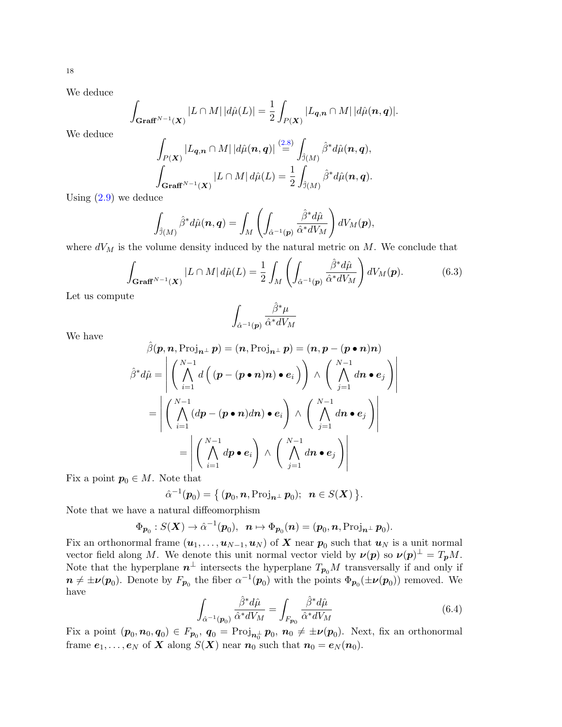We deduce

$$\int_{\mathbf{Graff}^{N-1}(\boldsymbol{X})} |L\cap M|\,|d\hat{\mu}(L)| = \frac{1}{2}\int_{P(\boldsymbol{X})} |L_{\boldsymbol{q},\boldsymbol{n}}\cap M|\,|d\hat{\mu}(\boldsymbol{n},\boldsymbol{q})|.$$

We deduce

$$\int_{P(\boldsymbol{X})} |L_{\boldsymbol{q},\boldsymbol{n}}\cap M|\,|d\hat{\mu}(\boldsymbol{n},\boldsymbol{q})| \stackrel{(2.8)}{=} \int_{\hat{\jmath}(M)} \hat{\beta}^* d\hat{\mu}(\boldsymbol{n},\boldsymbol{q}),$$

$$\int_{\mathbf{Graff}^{N-1}(\boldsymbol{X})} |L\cap M|\, d\hat{\mu}(L) = \frac{1}{2}\int_{\hat{\jmath}(M)} \hat{\beta}^* d\hat{\mu}(\boldsymbol{n},\boldsymbol{q}).$$

Using (2.9) we deduce

$$\int_{\hat{\jmath}(M)} \hat{\beta}^* d\hat{\mu}(\boldsymbol{n},\boldsymbol{q}) = \int_M \left(\int_{\hat{\alpha}^{-1}(\boldsymbol{p})} \frac{\hat{\beta}^* d\hat{\mu}}{\hat{\alpha}^* dV_M}\right) dV_M(\boldsymbol{p}),$$

where $dV_M$ is the volume density induced by the natural metric on $M$. We conclude that

$$\int_{\mathbf{Graff}^{N-1}(\boldsymbol{X})} |L\cap M|\, d\hat{\mu}(L) = \frac{1}{2}\int_M \left(\int_{\hat{\alpha}^{-1}(\boldsymbol{p})} \frac{\hat{\beta}^* d\hat{\mu}}{\hat{\alpha}^* dV_M}\right) dV_M(\boldsymbol{p}). \tag{6.3}$$

Let us compute

$$\int_{\hat{\alpha}^{-1}(\boldsymbol{p})} \frac{\hat{\beta}^* \mu}{\hat{\alpha}^* dV_M}$$

We have

$$\hat{\beta}(\boldsymbol{p},\boldsymbol{n},\operatorname{Proj}_{\boldsymbol{n}^\perp}\boldsymbol{p}) = (\boldsymbol{n},\operatorname{Proj}_{\boldsymbol{n}^\perp}\boldsymbol{p}) = (\boldsymbol{n},\boldsymbol{p}-(\boldsymbol{p}\bullet\boldsymbol{n})\boldsymbol{n})$$

$$\begin{aligned}
\hat{\beta}^* d\hat{\mu} &= \left|\left(\bigwedge_{i=1}^{N-1} d\Big((\boldsymbol{p}-(\boldsymbol{p}\bullet\boldsymbol{n})\boldsymbol{n})\bullet\boldsymbol{e}_i\Big)\right)\wedge\left(\bigwedge_{j=1}^{N-1} d\boldsymbol{n}\bullet\boldsymbol{e}_j\right)\right| \\
&= \left|\left(\bigwedge_{i=1}^{N-1} (d\boldsymbol{p}-(\boldsymbol{p}\bullet\boldsymbol{n})d\boldsymbol{n})\bullet\boldsymbol{e}_i\right)\wedge\left(\bigwedge_{j=1}^{N-1} d\boldsymbol{n}\bullet\boldsymbol{e}_j\right)\right| \\
&= \left|\left(\bigwedge_{i=1}^{N-1} d\boldsymbol{p}\bullet\boldsymbol{e}_i\right)\wedge\left(\bigwedge_{j=1}^{N-1} d\boldsymbol{n}\bullet\boldsymbol{e}_j\right)\right|
\end{aligned}$$

Fix a point $\boldsymbol{p}_0\in M$. Note that

$$\hat{\alpha}^{-1}(\boldsymbol{p}_0) = \big\{\,(\boldsymbol{p}_0,\boldsymbol{n},\operatorname{Proj}_{\boldsymbol{n}^\perp}\boldsymbol{p}_0);\;\; \boldsymbol{n}\in S(\boldsymbol{X})\,\big\}.$$

Note that we have a natural diffeomorphism

$$\Phi_{\boldsymbol{p}_0}: S(\boldsymbol{X})\to\hat{\alpha}^{-1}(\boldsymbol{p}_0),\;\; \boldsymbol{n}\mapsto\Phi_{\boldsymbol{p}_0}(\boldsymbol{n}) = (\boldsymbol{p}_0,\boldsymbol{n},\operatorname{Proj}_{\boldsymbol{n}^\perp}\boldsymbol{p}_0).$$

Fix an orthonormal frame $(\boldsymbol{u}_1,\dots,\boldsymbol{u}_{N-1},\boldsymbol{u}_N)$ of $\boldsymbol{X}$ near $\boldsymbol{p}_0$ such that $\boldsymbol{u}_N$ is a unit normal vector field along $M$. We denote this unit normal vector vield by $\boldsymbol{\nu}(\boldsymbol{p})$ so $\boldsymbol{\nu}(\boldsymbol{p})^\perp = T_{\boldsymbol{p}}M$. Note that the hyperplane $\boldsymbol{n}^\perp$ intersects the hyperplane $T_{\boldsymbol{p}_0}M$ transversally if and only if $\boldsymbol{n}\neq\pm\boldsymbol{\nu}(\boldsymbol{p}_0)$. Denote by $F_{\boldsymbol{p}_0}$ the fiber $\alpha^{-1}(\boldsymbol{p}_0)$ with the points $\Phi_{\boldsymbol{p}_0}(\pm\boldsymbol{\nu}(\boldsymbol{p}_0))$ removed. We have

$$\int_{\hat{\alpha}^{-1}(\boldsymbol{p}_0)} \frac{\hat{\beta}^* d\hat{\mu}}{\hat{\alpha}^* dV_M} = \int_{F_{\boldsymbol{p}_0}} \frac{\hat{\beta}^* d\hat{\mu}}{\hat{\alpha}^* dV_M} \tag{6.4}$$

Fix a point $(\boldsymbol{p}_0,\boldsymbol{n}_0,\boldsymbol{q}_0)\in F_{\boldsymbol{p}_0}$, $\boldsymbol{q}_0 = \operatorname{Proj}_{\boldsymbol{n}_0^\perp}\boldsymbol{p}_0$, $\boldsymbol{n}_0\neq\pm\boldsymbol{\nu}(\boldsymbol{p}_0)$. Next, fix an orthonormal frame $\boldsymbol{e}_1,\dots,\boldsymbol{e}_N$ of $\boldsymbol{X}$ along $S(\boldsymbol{X})$ near $\boldsymbol{n}_0$ such that $\boldsymbol{n}_0 = \boldsymbol{e}_N(\boldsymbol{n}_0)$.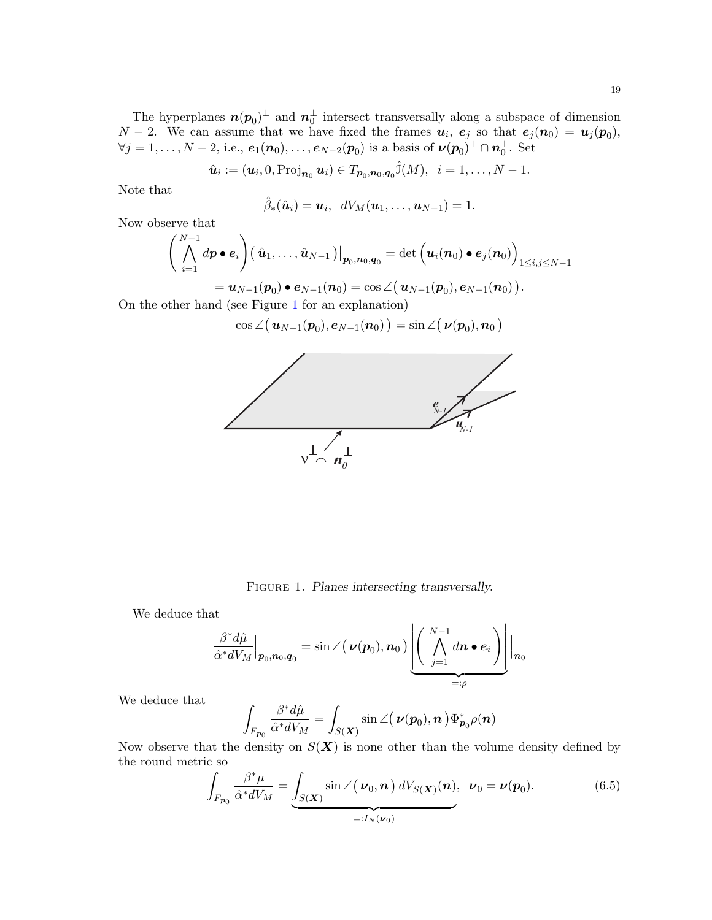The hyperplanes $\boldsymbol{n}(\boldsymbol{p}_0)^\perp$ and $\boldsymbol{n}_0^\perp$ intersect transversally along a subspace of dimension $N-2$. We can assume that we have fixed the frames $\boldsymbol{u}_i$, $\boldsymbol{e}_j$ so that $\boldsymbol{e}_j(\boldsymbol{n}_0) = \boldsymbol{u}_j(\boldsymbol{p}_0)$, $\forall j = 1, \dots, N-2$, i.e., $\boldsymbol{e}_1(\boldsymbol{n}_0), \dots, \boldsymbol{e}_{N-2}(\boldsymbol{p}_0)$ is a basis of $\boldsymbol{\nu}(\boldsymbol{p}_0)^\perp \cap \boldsymbol{n}_0^\perp$. Set

$$\hat{\boldsymbol{u}}_i := (\boldsymbol{u}_i, 0, \operatorname{Proj}_{\boldsymbol{n}_0} \boldsymbol{u}_i) \in T_{\boldsymbol{p}_0, \boldsymbol{n}_0, \boldsymbol{q}_0} \hat{\mathfrak{I}}(M), \;\; i = 1, \dots, N-1.$$

Note that

$$\hat{\beta}_*(\hat{\boldsymbol{u}}_i) = \boldsymbol{u}_i, \;\; dV_M(\boldsymbol{u}_1, \dots, \boldsymbol{u}_{N-1}) = 1.$$

Now observe that

$$\left( \bigwedge_{i=1}^{N-1} d\boldsymbol{p} \bullet \boldsymbol{e}_i \right) \big( \hat{\boldsymbol{u}}_1, \dots, \hat{\boldsymbol{u}}_{N-1} \big) \big|_{\boldsymbol{p}_0, \boldsymbol{n}_0, \boldsymbol{q}_0} = \det \Big( \boldsymbol{u}_i(\boldsymbol{n}_0) \bullet \boldsymbol{e}_j(\boldsymbol{n}_0) \Big)_{1 \leq i,j \leq N-1}$$

$$= \boldsymbol{u}_{N-1}(\boldsymbol{p}_0) \bullet \boldsymbol{e}_{N-1}(\boldsymbol{n}_0) = \cos \angle \big( \boldsymbol{u}_{N-1}(\boldsymbol{p}_0), \boldsymbol{e}_{N-1}(\boldsymbol{n}_0) \big).$$

On the other hand (see Figure 1 for an explanation)

$$\cos \angle \big( \boldsymbol{u}_{N-1}(\boldsymbol{p}_0), \boldsymbol{e}_{N-1}(\boldsymbol{n}_0) \big) = \sin \angle \big( \boldsymbol{\nu}(\boldsymbol{p}_0), \boldsymbol{n}_0 \big)$$

FIGURE 1. *Planes intersecting transversally.*

We deduce that

$$\frac{\beta^* d\hat{\mu}}{\hat{\alpha}^* dV_M} \Big|_{\boldsymbol{p}_0, \boldsymbol{n}_0, \boldsymbol{q}_0} = \sin \angle \big( \boldsymbol{\nu}(\boldsymbol{p}_0), \boldsymbol{n}_0 \big) \underbrace{\left| \left( \bigwedge_{j=1}^{N-1} d\boldsymbol{n} \bullet \boldsymbol{e}_i \right) \right|}_{=:\rho} \Big|_{\boldsymbol{n}_0}$$

We deduce that

$$\int_{F_{\boldsymbol{p}_0}} \frac{\beta^* d\hat{\mu}}{\hat{\alpha}^* dV_M} = \int_{S(\boldsymbol{X})} \sin \angle \big( \boldsymbol{\nu}(\boldsymbol{p}_0), \boldsymbol{n} \big) \Phi_{\boldsymbol{p}_0}^* \rho(\boldsymbol{n})$$

Now observe that the density on $S(\boldsymbol{X})$ is none other than the volume density defined by the round metric so

$$\int_{F_{\boldsymbol{p}_0}} \frac{\beta^* \mu}{\hat{\alpha}^* dV_M} = \underbrace{\int_{S(\boldsymbol{X})} \sin \angle \big( \boldsymbol{\nu}_0, \boldsymbol{n} \big) \, dV_{S(\boldsymbol{X})}(\boldsymbol{n})}_{=:I_N(\boldsymbol{\nu}_0)}, \;\; \boldsymbol{\nu}_0 = \boldsymbol{\nu}(\boldsymbol{p}_0). \tag{6.5}$$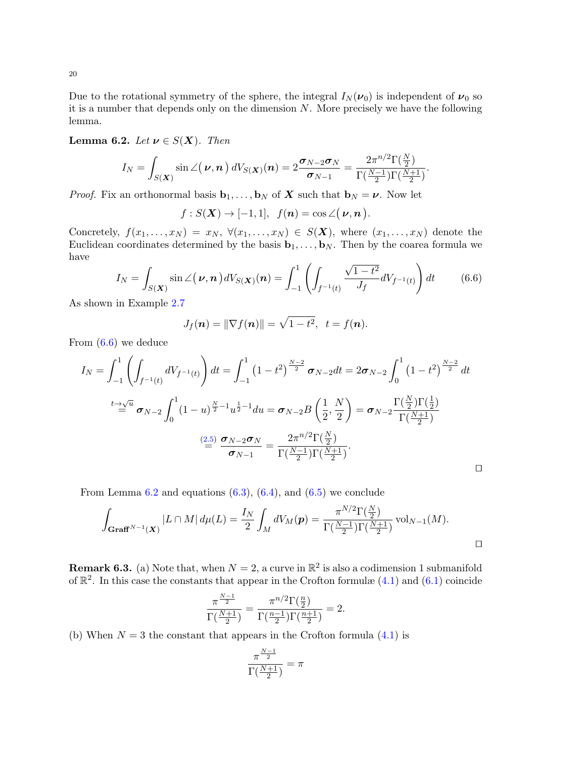Due to the rotational symmetry of the sphere, the integral $I_N(\boldsymbol{\nu}_0)$ is independent of $\boldsymbol{\nu}_0$ so it is a number that depends only on the dimension $N$. More precisely we have the following lemma.

**Lemma 6.2.** *Let $\boldsymbol{\nu} \in S(\boldsymbol{X})$. Then*

$$I_N = \int_{S(\boldsymbol{X})} \sin\angle\big(\,\boldsymbol{\nu}, \boldsymbol{n}\,\big)\, dV_{S(\boldsymbol{X})}(\boldsymbol{n}) = 2\frac{\boldsymbol{\sigma}_{N-2}\boldsymbol{\sigma}_N}{\boldsymbol{\sigma}_{N-1}} = \frac{2\pi^{n/2}\Gamma(\frac{N}{2})}{\Gamma(\frac{N-1}{2})\Gamma(\frac{N+1}{2})}.$$

*Proof.* Fix an orthonormal basis $\mathbf{b}_1, \dots, \mathbf{b}_N$ of $\boldsymbol{X}$ such that $\mathbf{b}_N = \boldsymbol{\nu}$. Now let

$$f : S(\boldsymbol{X}) \to [-1, 1], \;\; f(\boldsymbol{n}) = \cos\angle\big(\,\boldsymbol{\nu}, \boldsymbol{n}\,\big).$$

Concretely, $f(x_1, \dots, x_N) = x_N$, $\forall (x_1, \dots, x_N) \in S(\boldsymbol{X})$, where $(x_1, \dots, x_N)$ denote the Euclidean coordinates determined by the basis $\mathbf{b}_1, \dots, \mathbf{b}_N$. Then by the coarea formula we have

$$I_N = \int_{S(\boldsymbol{X})} \sin\angle\big(\,\boldsymbol{\nu}, \boldsymbol{n}\,\big) dV_{S(\boldsymbol{X})}(\boldsymbol{n}) = \int_{-1}^{1} \left( \int_{f^{-1}(t)} \frac{\sqrt{1-t^2}}{J_f} dV_{f^{-1}(t)} \right) dt \tag{6.6}$$

As shown in Example 2.7

$$J_f(\boldsymbol{n}) = \|\nabla f(\boldsymbol{n})\| = \sqrt{1-t^2}, \;\; t = f(\boldsymbol{n}).$$

From (6.6) we deduce

$$\begin{aligned}
I_N &= \int_{-1}^{1} \left( \int_{f^{-1}(t)} dV_{f^{-1}(t)} \right) dt = \int_{-1}^{1} \big(1-t^2\big)^{\frac{N-2}{2}}\, \boldsymbol{\sigma}_{N-2} dt = 2\boldsymbol{\sigma}_{N-2} \int_0^1 \big(1-t^2\big)^{\frac{N-2}{2}} dt \\
&\overset{t \to \sqrt{u}}{=} \boldsymbol{\sigma}_{N-2} \int_0^1 (1-u)^{\frac{N}{2}-1} u^{\frac{1}{2}-1} du = \boldsymbol{\sigma}_{N-2} B\left(\frac{1}{2}, \frac{N}{2}\right) = \boldsymbol{\sigma}_{N-2} \frac{\Gamma(\frac{N}{2})\Gamma(\frac{1}{2})}{\Gamma(\frac{N+1}{2})} \\
&\overset{(2.5)}{=} \frac{\boldsymbol{\sigma}_{N-2}\boldsymbol{\sigma}_N}{\boldsymbol{\sigma}_{N-1}} = \frac{2\pi^{n/2}\Gamma(\frac{N}{2})}{\Gamma(\frac{N-1}{2})\Gamma(\frac{N+1}{2})}.
\end{aligned}$$

□

From Lemma 6.2 and equations (6.3), (6.4), and (6.5) we conclude

$$\int_{\mathbf{Graff}^{N-1}(\boldsymbol{X})} |L \cap M|\, d\mu(L) = \frac{I_N}{2} \int_M dV_M(\boldsymbol{p}) = \frac{\pi^{N/2}\Gamma(\frac{N}{2})}{\Gamma(\frac{N-1}{2})\Gamma(\frac{N+1}{2})} \operatorname{vol}_{N-1}(M).$$

□

**Remark 6.3.** (a) Note that, when $N = 2$, a curve in $\mathbb{R}^2$ is also a codimension 1 submanifold of $\mathbb{R}^2$. In this case the constants that appear in the Crofton formulæ (4.1) and (6.1) coincide

$$\frac{\pi^{\frac{N-1}{2}}}{\Gamma(\frac{N+1}{2})} = \frac{\pi^{n/2}\Gamma(\frac{n}{2})}{\Gamma(\frac{n-1}{2})\Gamma(\frac{n+1}{2})} = 2.$$

(b) When $N = 3$ the constant that appears in the Crofton formula (4.1) is

$$\frac{\pi^{\frac{N-1}{2}}}{\Gamma(\frac{N+1}{2})} = \pi$$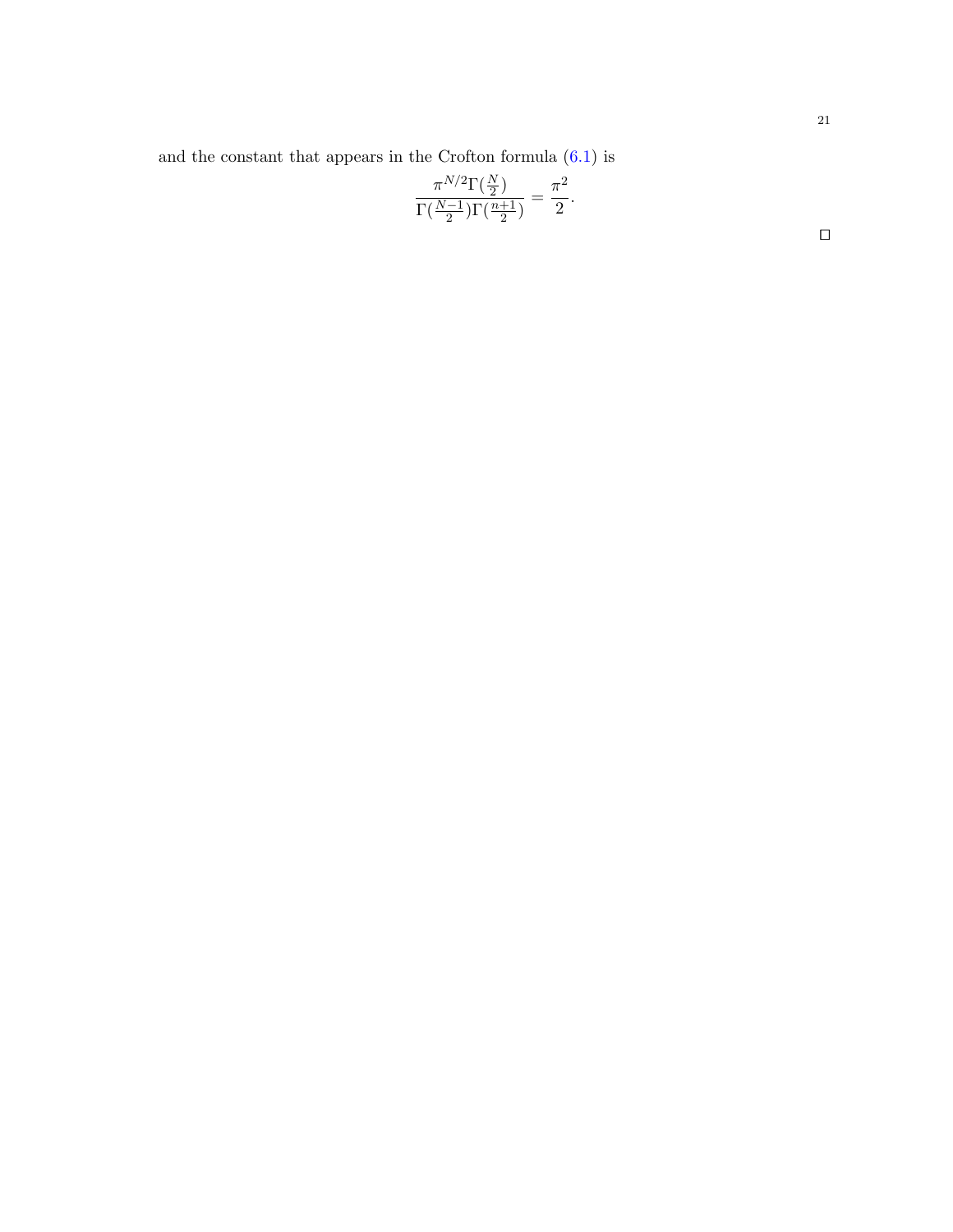and the constant that appears in the Crofton formula (6.1) is

$$\frac{\pi^{N/2}\Gamma(\frac{N}{2})}{\Gamma(\frac{N-1}{2})\Gamma(\frac{n+1}{2})} = \frac{\pi^2}{2}.$$

□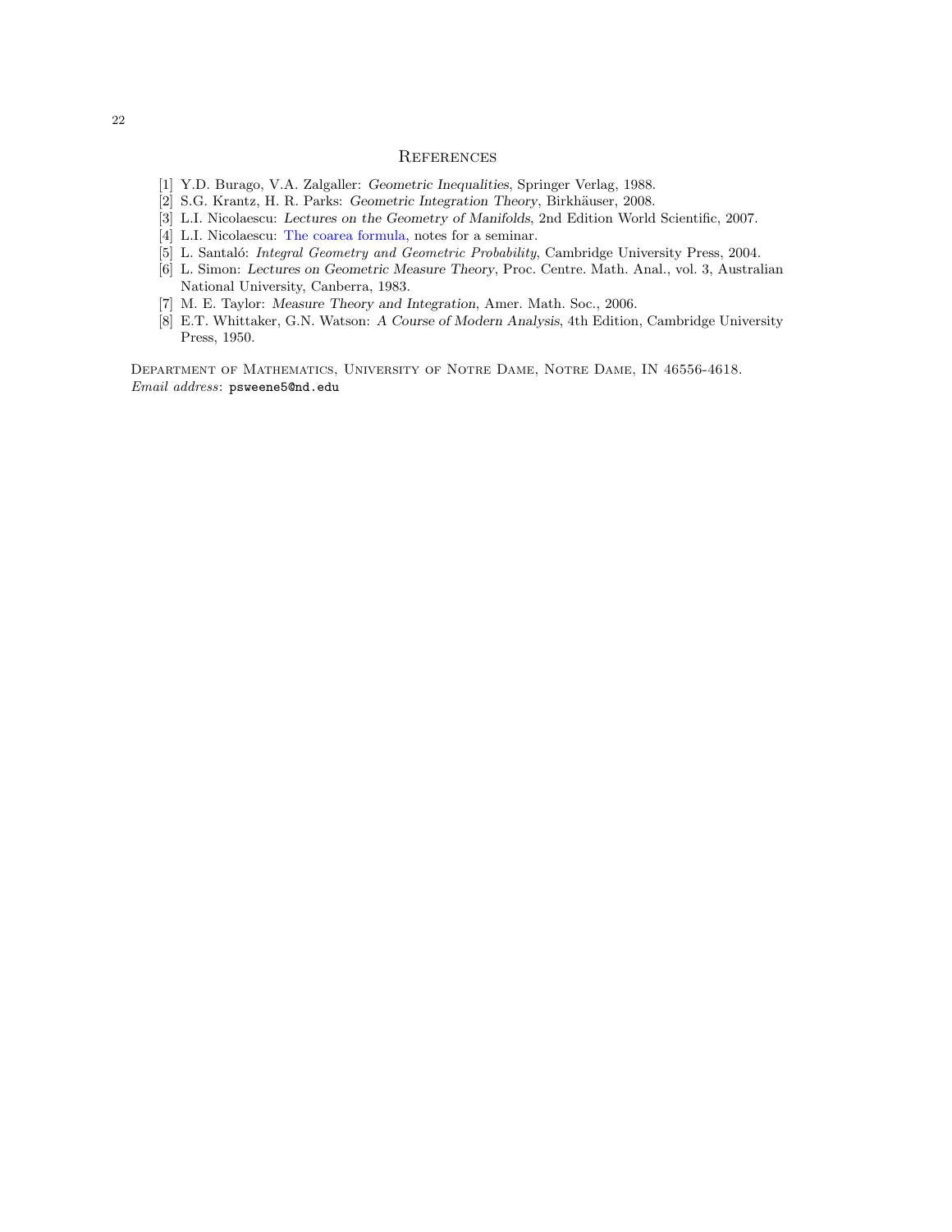## References

[1] Y.D. Burago, V.A. Zalgaller: *Geometric Inequalities*, Springer Verlag, 1988.
[2] S.G. Krantz, H. R. Parks: *Geometric Integration Theory*, Birkhäuser, 2008.
[3] L.I. Nicolaescu: *Lectures on the Geometry of Manifolds*, 2nd Edition World Scientific, 2007.
[4] L.I. Nicolaescu: The coarea formula, notes for a seminar.
[5] L. Santaló: *Integral Geometry and Geometric Probability*, Cambridge University Press, 2004.
[6] L. Simon: *Lectures on Geometric Measure Theory*, Proc. Centre. Math. Anal., vol. 3, Australian National University, Canberra, 1983.
[7] M. E. Taylor: *Measure Theory and Integration*, Amer. Math. Soc., 2006.
[8] E.T. Whittaker, G.N. Watson: *A Course of Modern Analysis*, 4th Edition, Cambridge University Press, 1950.

Department of Mathematics, University of Notre Dame, Notre Dame, IN 46556-4618.
*Email address*: psweene5@nd.edu